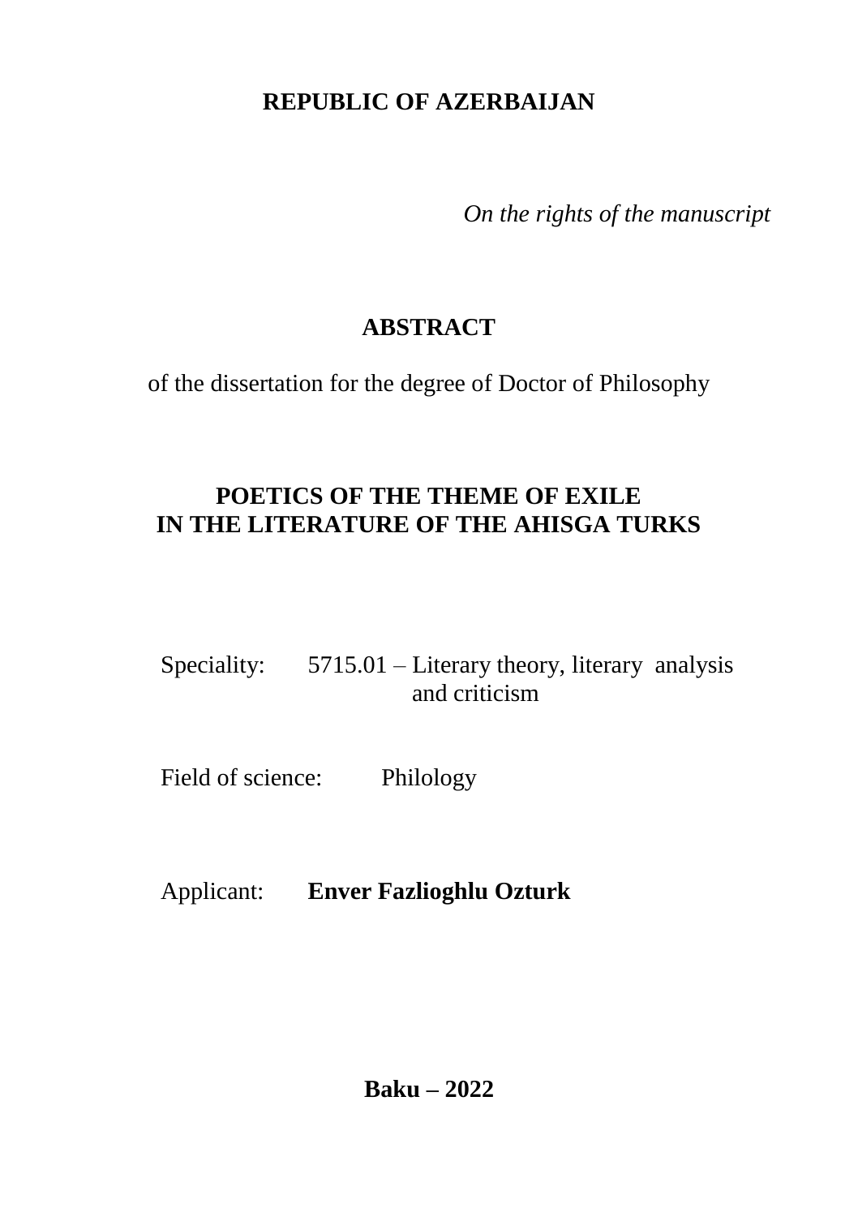**REPUBLIC OF AZERBAIJAN**

*On the rights of the manuscript*

# ABSTRACT

of the dissertation for the degree of Doctor of Philosophy

# POETICS OF THE THEME OF EXILE IN THE LITERATURE OF THE AHISGA TURKS

Speciality: 5715.01 – Literary theory, literary analysis and criticism

Field of science: Philology

Applicant: **Enver Fazlioghlu Ozturk**

**Baku – 2022**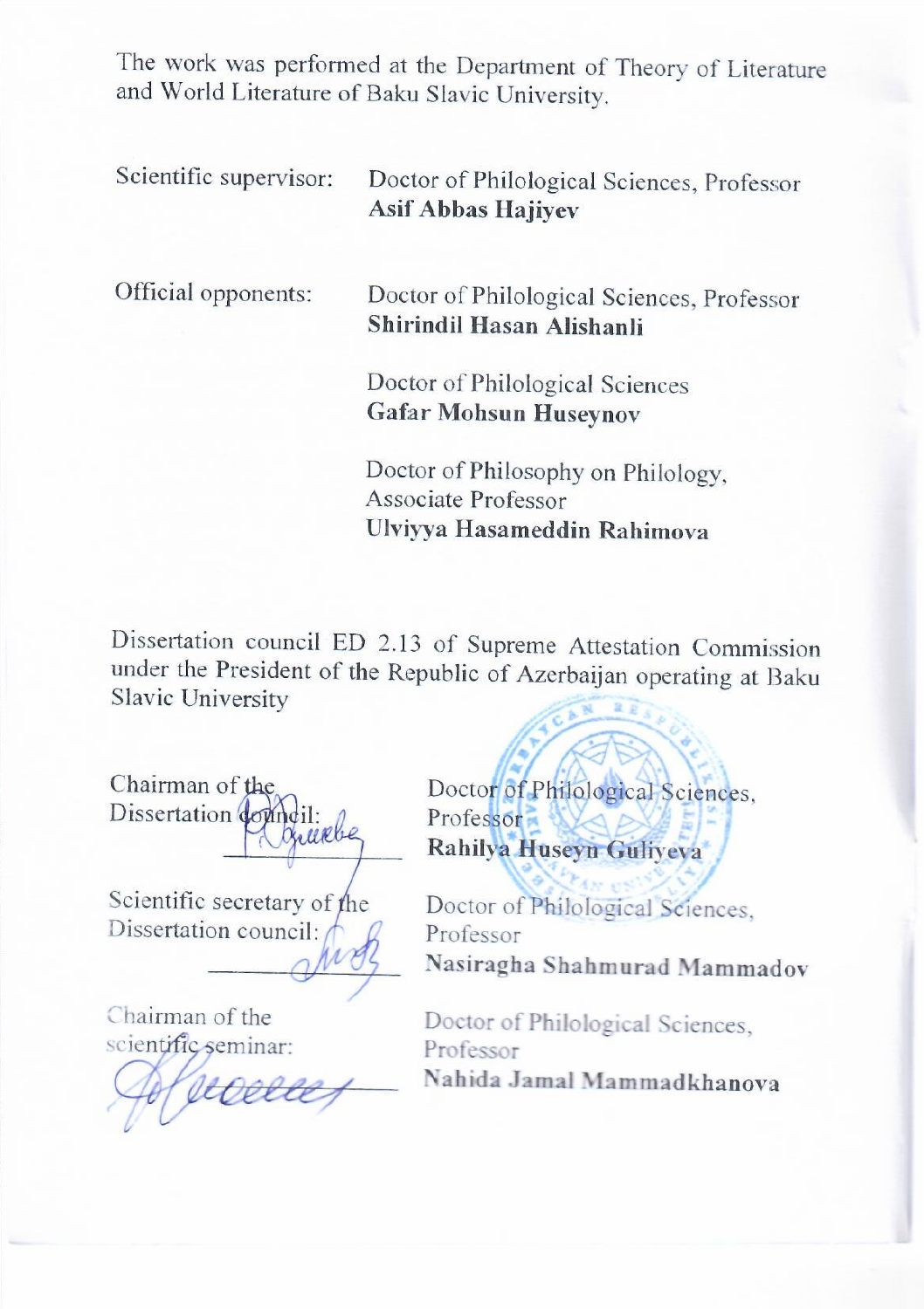The work was performed at the Department of Theory of Literature and World Literature of Baku Slavic University.

| | |
|---|---|
| Scientific supervisor: | Doctor of Philological Sciences, Professor **Asif Abbas Hajiyev** |
| Official opponents: | Doctor of Philological Sciences, Professor **Shirindil Hasan Alishanli** |
| | Doctor of Philological Sciences **Gafar Mohsun Huseynov** |
| | Doctor of Philosophy on Philology, Associate Professor **Ulviyya Hasameddin Rahimova** |

Dissertation council ED 2.13 of Supreme Attestation Commission under the President of the Republic of Azerbaijan operating at Baku Slavic University

| | |
|---|---|
| Chairman of the Dissertation council: | Doctor of Philological Sciences, Professor **Rahilya Huseyn Guliyeva** |
| Scientific secretary of the Dissertation council: | Doctor of Philological Sciences, Professor **Nasiragha Shahmurad Mammadov** |
| Chairman of the scientific seminar: | Doctor of Philological Sciences, Professor **Nahida Jamal Mammadkhanova** |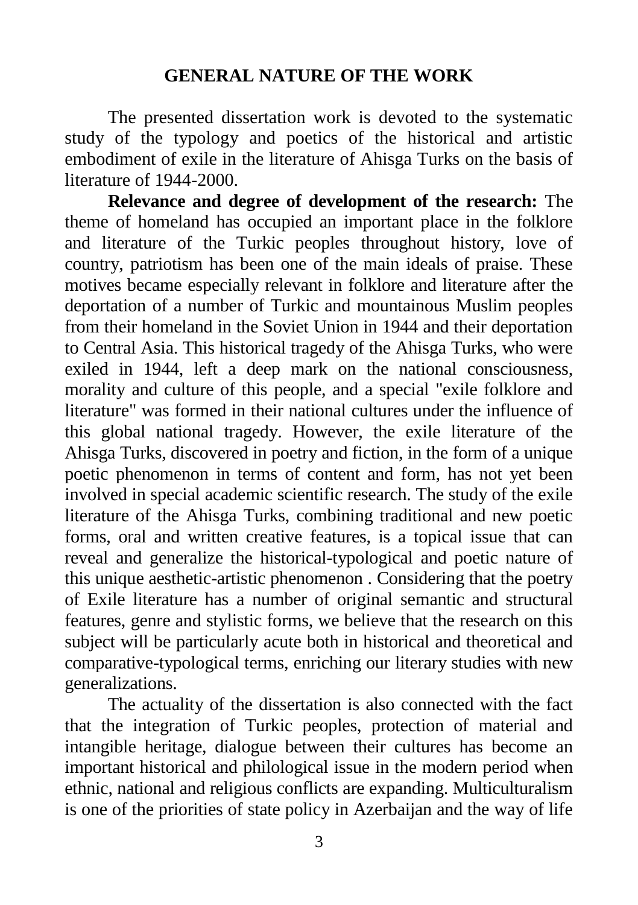## GENERAL NATURE OF THE WORK

The presented dissertation work is devoted to the systematic study of the typology and poetics of the historical and artistic embodiment of exile in the literature of Ahisga Turks on the basis of literature of 1944-2000.

**Relevance and degree of development of the research:** The theme of homeland has occupied an important place in the folklore and literature of the Turkic peoples throughout history, love of country, patriotism has been one of the main ideals of praise. These motives became especially relevant in folklore and literature after the deportation of a number of Turkic and mountainous Muslim peoples from their homeland in the Soviet Union in 1944 and their deportation to Central Asia. This historical tragedy of the Ahisga Turks, who were exiled in 1944, left a deep mark on the national consciousness, morality and culture of this people, and a special "exile folklore and literature" was formed in their national cultures under the influence of this global national tragedy. However, the exile literature of the Ahisga Turks, discovered in poetry and fiction, in the form of a unique poetic phenomenon in terms of content and form, has not yet been involved in special academic scientific research. The study of the exile literature of the Ahisga Turks, combining traditional and new poetic forms, oral and written creative features, is a topical issue that can reveal and generalize the historical-typological and poetic nature of this unique aesthetic-artistic phenomenon . Considering that the poetry of Exile literature has a number of original semantic and structural features, genre and stylistic forms, we believe that the research on this subject will be particularly acute both in historical and theoretical and comparative-typological terms, enriching our literary studies with new generalizations.

The actuality of the dissertation is also connected with the fact that the integration of Turkic peoples, protection of material and intangible heritage, dialogue between their cultures has become an important historical and philological issue in the modern period when ethnic, national and religious conflicts are expanding. Multiculturalism is one of the priorities of state policy in Azerbaijan and the way of life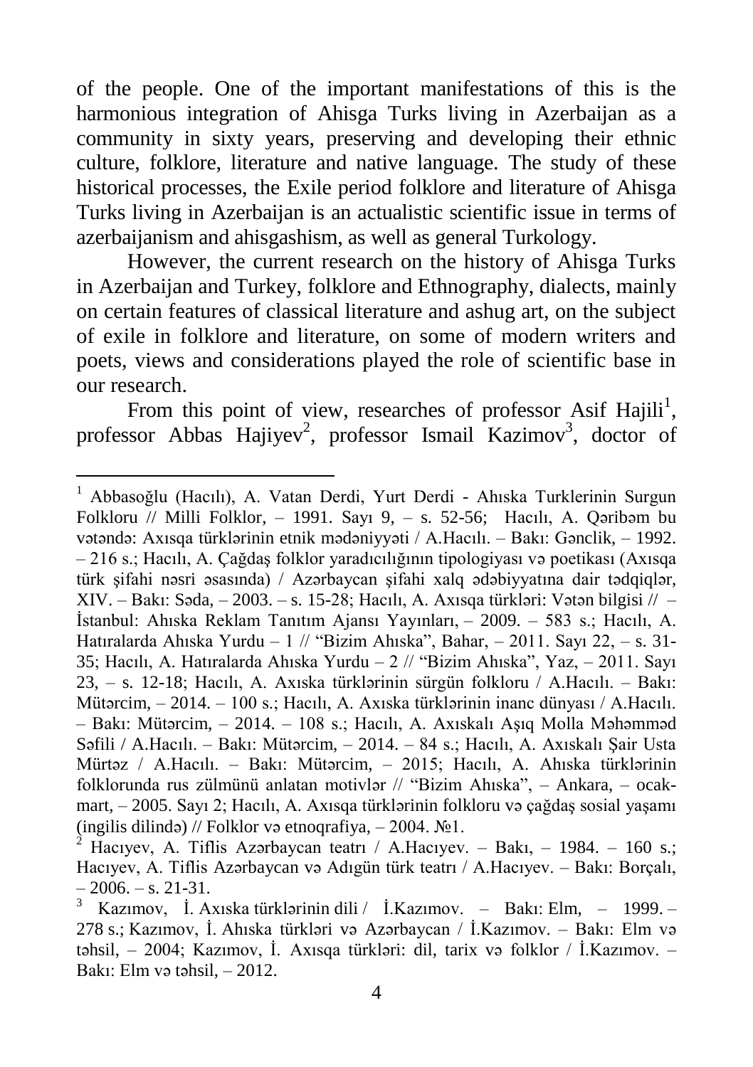of the people. One of the important manifestations of this is the harmonious integration of Ahisga Turks living in Azerbaijan as a community in sixty years, preserving and developing their ethnic culture, folklore, literature and native language. The study of these historical processes, the Exile period folklore and literature of Ahisga Turks living in Azerbaijan is an actualistic scientific issue in terms of azerbaijanism and ahisgashism, as well as general Turkology.

However, the current research on the history of Ahisga Turks in Azerbaijan and Turkey, folklore and Ethnography, dialects, mainly on certain features of classical literature and ashug art, on the subject of exile in folklore and literature, on some of modern writers and poets, views and considerations played the role of scientific base in our research.

From this point of view, researches of professor Asif Hajili[1], professor Abbas Hajiyev[2], professor Ismail Kazimov[3], doctor of

---

[1] Abbasoğlu (Hacılı), A. Vatan Derdi, Yurt Derdi - Ahıska Turklerinin Surgun Folkloru // Milli Folklor, – 1991. Sayı 9, – s. 52-56; Hacılı, A. Qəribəm bu vətəndə: Axısqa türklərinin etnik mədəniyyəti / A.Hacılı. – Bakı: Gənclik, – 1992. – 216 s.; Hacılı, A. Çağdaş folklor yaradıcılığının tipologiyası və poetikası (Axısqa türk şifahi nəsri əsasında) / Azərbaycan şifahi xalq ədəbiyyatına dair tədqiqlər, XIV. – Bakı: Səda, – 2003. – s. 15-28; Hacılı, A. Axısqa türkləri: Vətən bilgisi // – İstanbul: Ahıska Reklam Tanıtım Ajansı Yayınları, – 2009. – 583 s.; Hacılı, A. Hatıralarda Ahıska Yurdu – 1 // "Bizim Ahıska", Bahar, – 2011. Sayı 22, – s. 31-35; Hacılı, A. Hatıralarda Ahıska Yurdu – 2 // "Bizim Ahıska", Yaz, – 2011. Sayı 23, – s. 12-18; Hacılı, A. Axıska türklərinin sürgün folkloru / A.Hacılı. – Bakı: Mütərcim, – 2014. – 100 s.; Hacılı, A. Axıska türklərinin inanc dünyası / A.Hacılı. – Bakı: Mütərcim, – 2014. – 108 s.; Hacılı, A. Axıskalı Aşıq Molla Məhəmməd Səfili / A.Hacılı. – Bakı: Mütərcim, – 2014. – 84 s.; Hacılı, A. Axıskalı Şair Usta Mürtəz / A.Hacılı. – Bakı: Mütərcim, – 2015; Hacılı, A. Ahıska türklərinin folklorunda rus zülmünü anlatan motivlər // "Bizim Ahıska", – Ankara, – ocak-mart, – 2005. Sayı 2; Hacılı, A. Axısqa türklərinin folkloru və çağdaş sosial yaşamı (ingilis dilində) // Folklor və etnoqrafiya, – 2004. №1.

[2] Hacıyev, A. Tiflis Azərbaycan teatrı / A.Hacıyev. – Bakı, – 1984. – 160 s.; Hacıyev, A. Tiflis Azərbaycan və Adıgün türk teatrı / A.Hacıyev. – Bakı: Borçalı, – 2006. – s. 21-31.

[3] Kazımov, İ. Axıska türklərinin dili / İ.Kazımov. – Bakı: Elm, – 1999. – 278 s.; Kazımov, İ. Ahıska türkləri və Azərbaycan / İ.Kazımov. – Bakı: Elm və təhsil, – 2004; Kazımov, İ. Axısqa türkləri: dil, tarix və folklor / İ.Kazımov. – Bakı: Elm və təhsil, – 2012.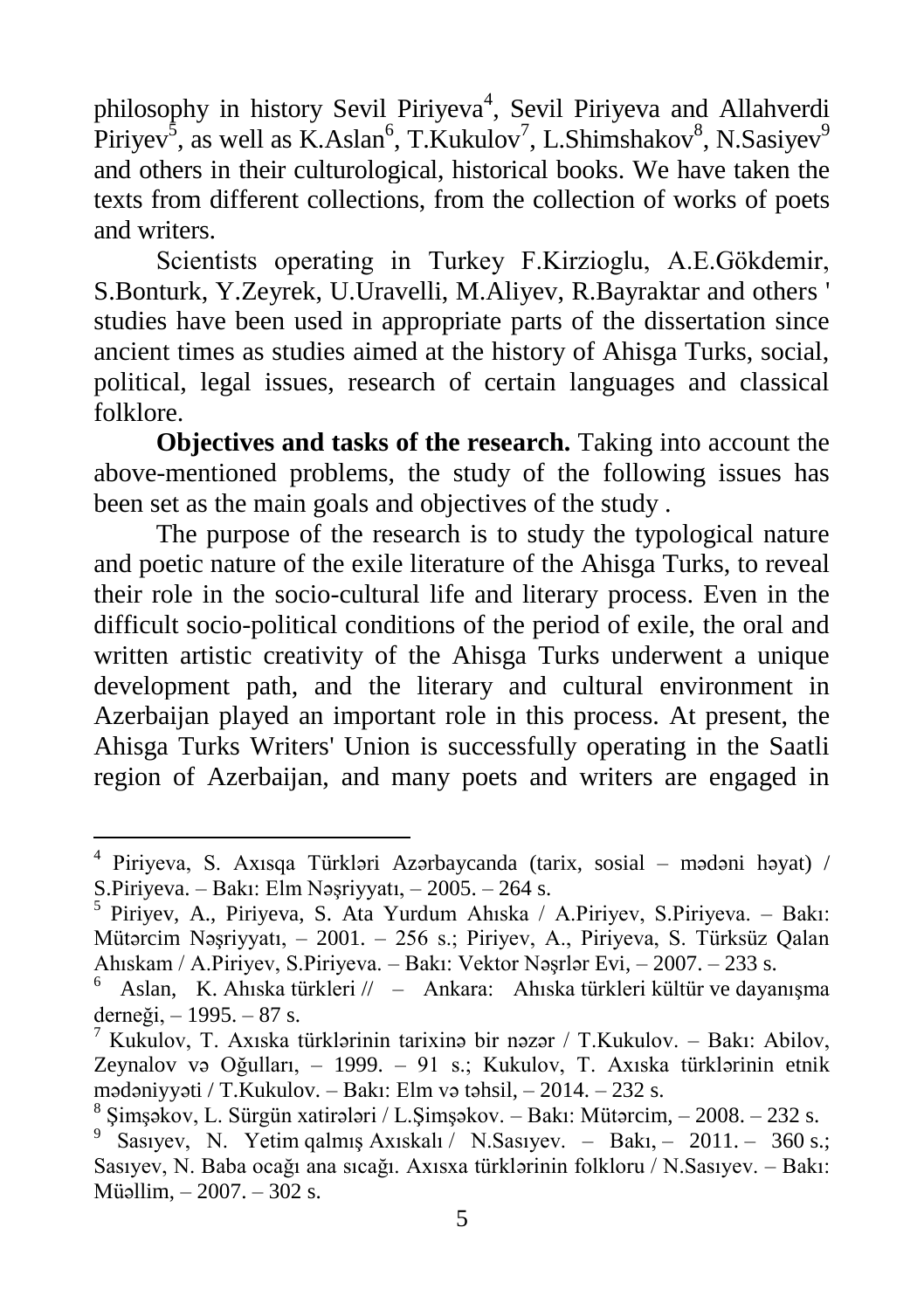philosophy in history Sevil Piriyeva[4], Sevil Piriyeva and Allahverdi Piriyev[5], as well as K.Aslan[6], T.Kukulov[7], L.Shimshakov[8], N.Sasiyev[9] and others in their culturological, historical books. We have taken the texts from different collections, from the collection of works of poets and writers.

Scientists operating in Turkey F.Kirzioglu, A.E.Gökdemir, S.Bonturk, Y.Zeyrek, U.Uravelli, M.Aliyev, R.Bayraktar and others ' studies have been used in appropriate parts of the dissertation since ancient times as studies aimed at the history of Ahisga Turks, social, political, legal issues, research of certain languages and classical folklore.

**Objectives and tasks of the research.** Taking into account the above-mentioned problems, the study of the following issues has been set as the main goals and objectives of the study .

The purpose of the research is to study the typological nature and poetic nature of the exile literature of the Ahisga Turks, to reveal their role in the socio-cultural life and literary process. Even in the difficult socio-political conditions of the period of exile, the oral and written artistic creativity of the Ahisga Turks underwent a unique development path, and the literary and cultural environment in Azerbaijan played an important role in this process. At present, the Ahisga Turks Writers' Union is successfully operating in the Saatli region of Azerbaijan, and many poets and writers are engaged in

---

[4] Piriyeva, S. Axısqa Türkləri Azərbaycanda (tarix, sosial – mədəni həyat) / S.Piriyeva. – Bakı: Elm Nəşriyyatı, – 2005. – 264 s.

[5] Piriyev, A., Piriyeva, S. Ata Yurdum Ahıska / A.Piriyev, S.Piriyeva. – Bakı: Mütərcim Nəşriyyatı, – 2001. – 256 s.; Piriyev, A., Piriyeva, S. Türksüz Qalan Ahıskam / A.Piriyev, S.Piriyeva. – Bakı: Vektor Nəşrlər Evi, – 2007. – 233 s.

[6] Aslan, K. Ahıska türkleri // – Ankara: Ahıska türkleri kültür ve dayanışma derneği, – 1995. – 87 s.

[7] Kukulov, T. Axıska türklərinin tarixinə bir nəzər / T.Kukulov. – Bakı: Abilov, Zeynalov və Oğulları, – 1999. – 91 s.; Kukulov, T. Axıska türklərinin etnik mədəniyyəti / T.Kukulov. – Bakı: Elm və təhsil, – 2014. – 232 s.

[8] Şimşəkov, L. Sürgün xatirələri / L.Şimşəkov. – Bakı: Mütərcim, – 2008. – 232 s.

[9] Sasıyev, N. Yetim qalmış Axıskalı / N.Sasıyev. – Bakı, – 2011. – 360 s.; Sasıyev, N. Baba ocağı ana sıcağı. Axısxa türklərinin folkloru / N.Sasıyev. – Bakı: Müəllim, – 2007. – 302 s.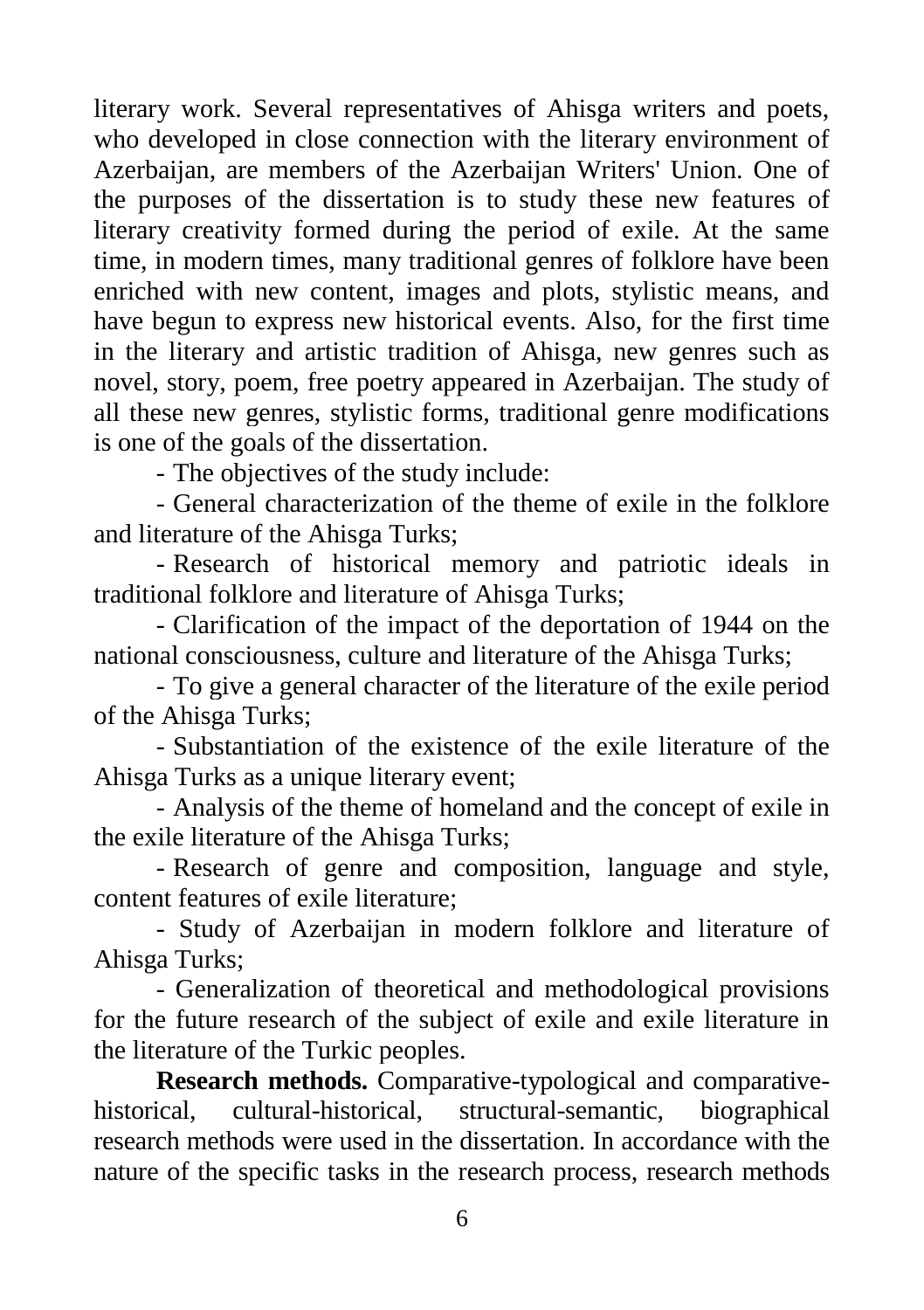literary work. Several representatives of Ahisga writers and poets, who developed in close connection with the literary environment of Azerbaijan, are members of the Azerbaijan Writers' Union. One of the purposes of the dissertation is to study these new features of literary creativity formed during the period of exile. At the same time, in modern times, many traditional genres of folklore have been enriched with new content, images and plots, stylistic means, and have begun to express new historical events. Also, for the first time in the literary and artistic tradition of Ahisga, new genres such as novel, story, poem, free poetry appeared in Azerbaijan. The study of all these new genres, stylistic forms, traditional genre modifications is one of the goals of the dissertation.

- The objectives of the study include:
- General characterization of the theme of exile in the folklore and literature of the Ahisga Turks;
- Research of historical memory and patriotic ideals in traditional folklore and literature of Ahisga Turks;
- Clarification of the impact of the deportation of 1944 on the national consciousness, culture and literature of the Ahisga Turks;
- To give a general character of the literature of the exile period of the Ahisga Turks;
- Substantiation of the existence of the exile literature of the Ahisga Turks as a unique literary event;
- Analysis of the theme of homeland and the concept of exile in the exile literature of the Ahisga Turks;
- Research of genre and composition, language and style, content features of exile literature;
- Study of Azerbaijan in modern folklore and literature of Ahisga Turks;
- Generalization of theoretical and methodological provisions for the future research of the subject of exile and exile literature in the literature of the Turkic peoples.

**Research methods.** Comparative-typological and comparative-historical, cultural-historical, structural-semantic, biographical research methods were used in the dissertation. In accordance with the nature of the specific tasks in the research process, research methods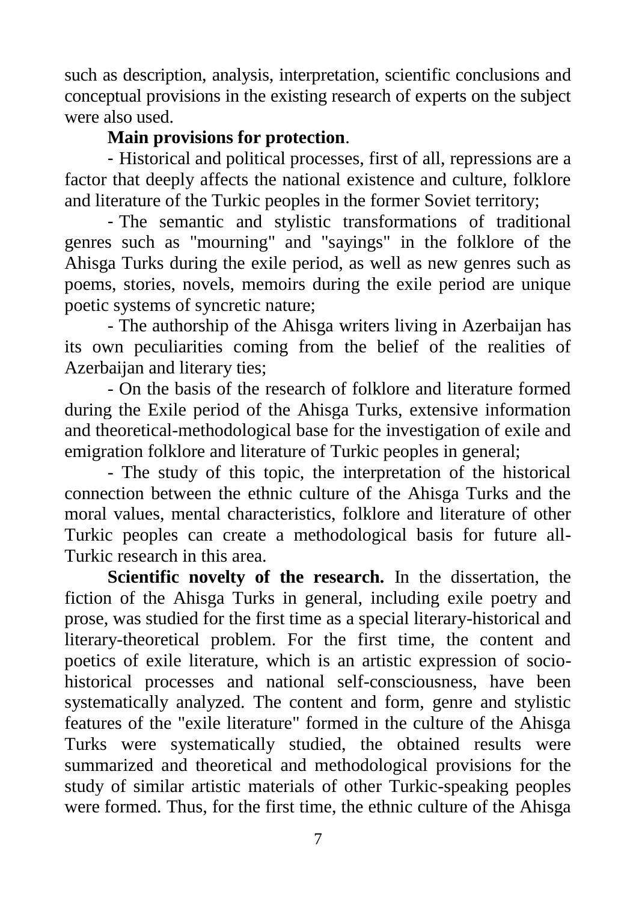such as description, analysis, interpretation, scientific conclusions and conceptual provisions in the existing research of experts on the subject were also used.

**Main provisions for protection**.

- Historical and political processes, first of all, repressions are a factor that deeply affects the national existence and culture, folklore and literature of the Turkic peoples in the former Soviet territory;

- The semantic and stylistic transformations of traditional genres such as "mourning" and "sayings" in the folklore of the Ahisga Turks during the exile period, as well as new genres such as poems, stories, novels, memoirs during the exile period are unique poetic systems of syncretic nature;

- The authorship of the Ahisga writers living in Azerbaijan has its own peculiarities coming from the belief of the realities of Azerbaijan and literary ties;

- On the basis of the research of folklore and literature formed during the Exile period of the Ahisga Turks, extensive information and theoretical-methodological base for the investigation of exile and emigration folklore and literature of Turkic peoples in general;

- The study of this topic, the interpretation of the historical connection between the ethnic culture of the Ahisga Turks and the moral values, mental characteristics, folklore and literature of other Turkic peoples can create a methodological basis for future all-Turkic research in this area.

**Scientific novelty of the research.** In the dissertation, the fiction of the Ahisga Turks in general, including exile poetry and prose, was studied for the first time as a special literary-historical and literary-theoretical problem. For the first time, the content and poetics of exile literature, which is an artistic expression of socio-historical processes and national self-consciousness, have been systematically analyzed. The content and form, genre and stylistic features of the "exile literature" formed in the culture of the Ahisga Turks were systematically studied, the obtained results were summarized and theoretical and methodological provisions for the study of similar artistic materials of other Turkic-speaking peoples were formed. Thus, for the first time, the ethnic culture of the Ahisga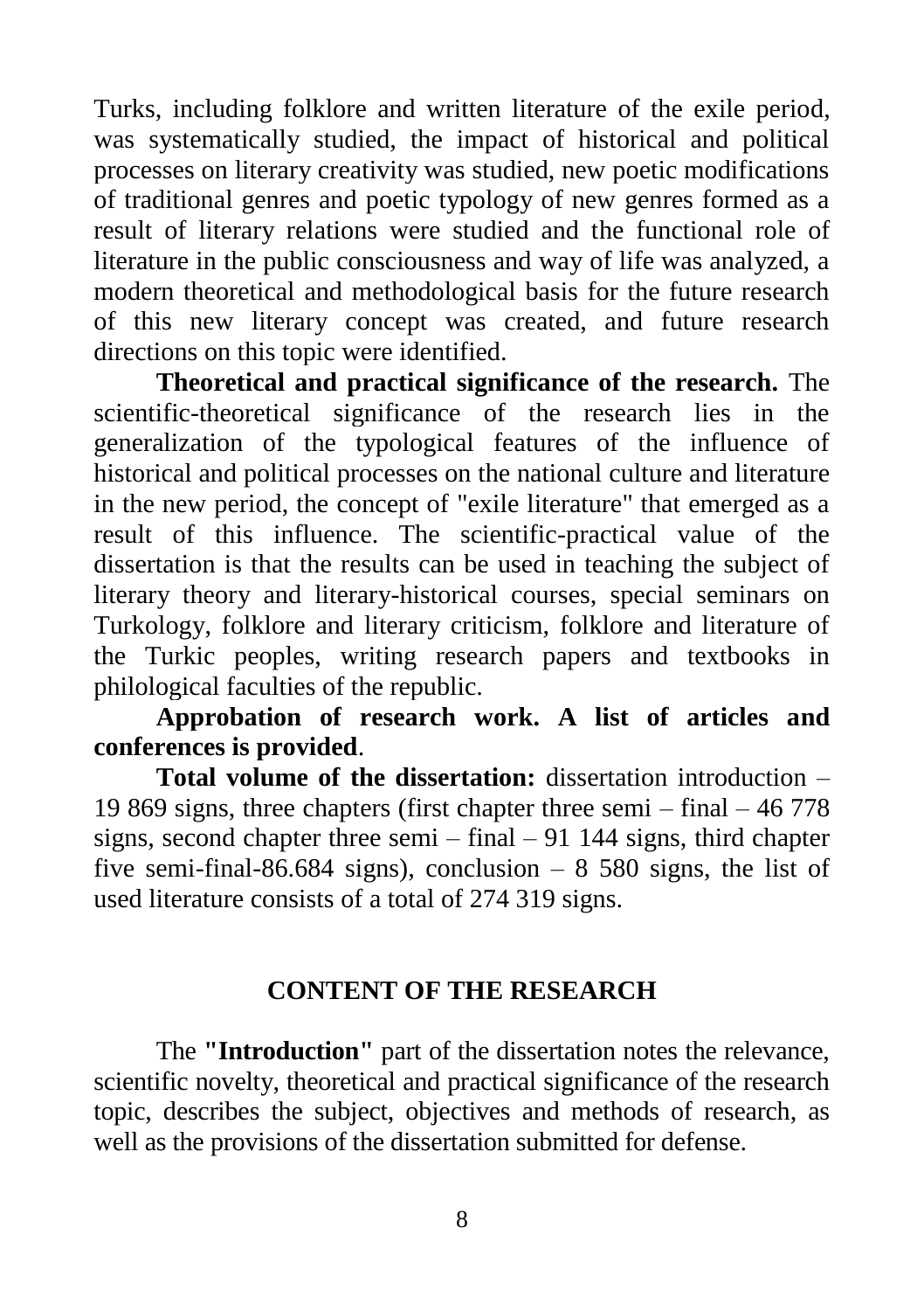Turks, including folklore and written literature of the exile period, was systematically studied, the impact of historical and political processes on literary creativity was studied, new poetic modifications of traditional genres and poetic typology of new genres formed as a result of literary relations were studied and the functional role of literature in the public consciousness and way of life was analyzed, a modern theoretical and methodological basis for the future research of this new literary concept was created, and future research directions on this topic were identified.

**Theoretical and practical significance of the research.** The scientific-theoretical significance of the research lies in the generalization of the typological features of the influence of historical and political processes on the national culture and literature in the new period, the concept of "exile literature" that emerged as a result of this influence. The scientific-practical value of the dissertation is that the results can be used in teaching the subject of literary theory and literary-historical courses, special seminars on Turkology, folklore and literary criticism, folklore and literature of the Turkic peoples, writing research papers and textbooks in philological faculties of the republic.

**Approbation of research work. A list of articles and conferences is provided**.

**Total volume of the dissertation:** dissertation introduction – 19 869 signs, three chapters (first chapter three semi – final – 46 778 signs, second chapter three semi – final – 91 144 signs, third chapter five semi-final-86.684 signs), conclusion – 8 580 signs, the list of used literature consists of a total of 274 319 signs.

## CONTENT OF THE RESEARCH

The **"Introduction"** part of the dissertation notes the relevance, scientific novelty, theoretical and practical significance of the research topic, describes the subject, objectives and methods of research, as well as the provisions of the dissertation submitted for defense.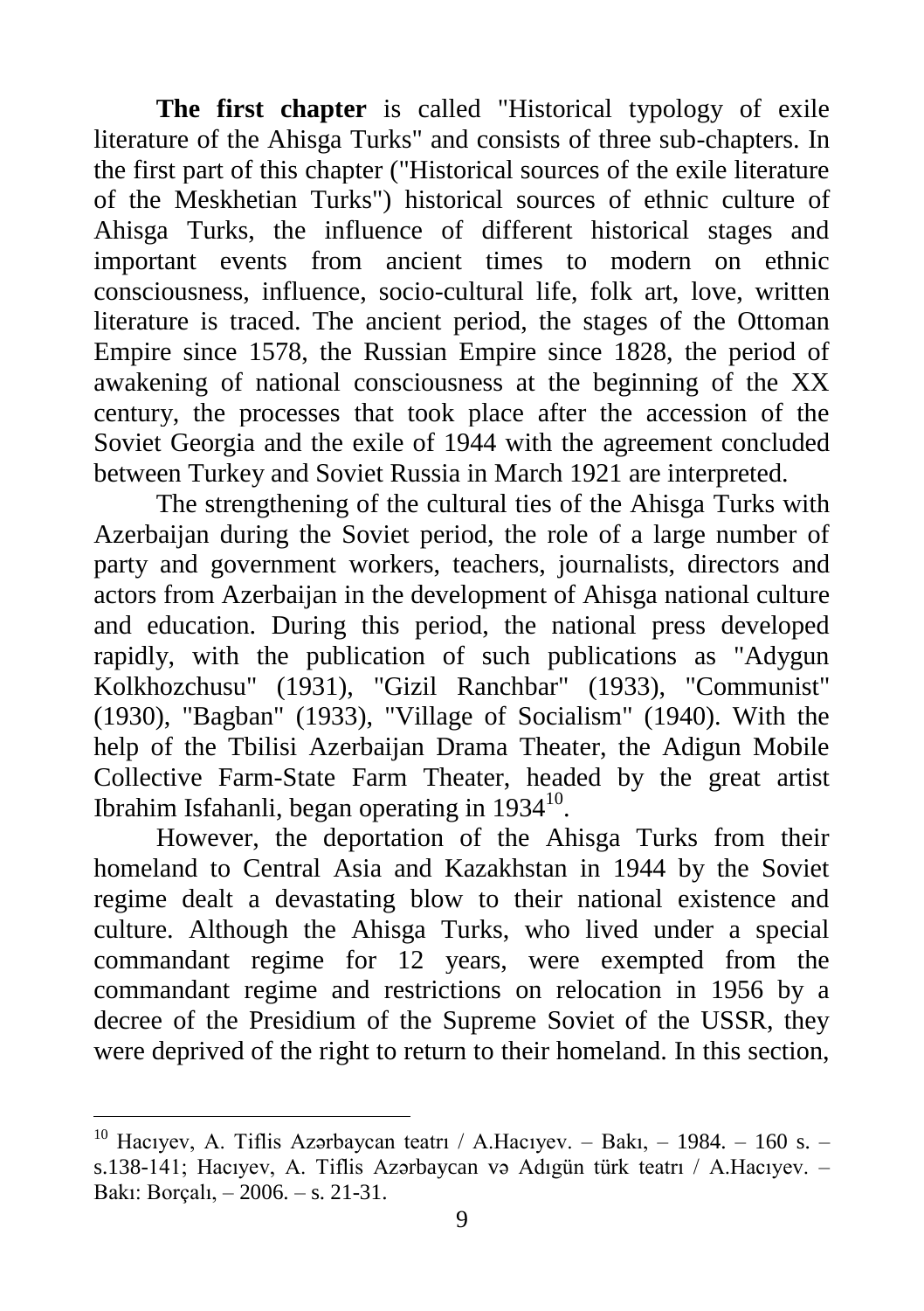**The first chapter** is called "Historical typology of exile literature of the Ahisga Turks" and consists of three sub-chapters. In the first part of this chapter ("Historical sources of the exile literature of the Meskhetian Turks") historical sources of ethnic culture of Ahisga Turks, the influence of different historical stages and important events from ancient times to modern on ethnic consciousness, influence, socio-cultural life, folk art, love, written literature is traced. The ancient period, the stages of the Ottoman Empire since 1578, the Russian Empire since 1828, the period of awakening of national consciousness at the beginning of the XX century, the processes that took place after the accession of the Soviet Georgia and the exile of 1944 with the agreement concluded between Turkey and Soviet Russia in March 1921 are interpreted.

The strengthening of the cultural ties of the Ahisga Turks with Azerbaijan during the Soviet period, the role of a large number of party and government workers, teachers, journalists, directors and actors from Azerbaijan in the development of Ahisga national culture and education. During this period, the national press developed rapidly, with the publication of such publications as "Adygun Kolkhozchusu" (1931), "Gizil Ranchbar" (1933), "Communist" (1930), "Bagban" (1933), "Village of Socialism" (1940). With the help of the Tbilisi Azerbaijan Drama Theater, the Adigun Mobile Collective Farm-State Farm Theater, headed by the great artist Ibrahim Isfahanli, began operating in 1934[10].

However, the deportation of the Ahisga Turks from their homeland to Central Asia and Kazakhstan in 1944 by the Soviet regime dealt a devastating blow to their national existence and culture. Although the Ahisga Turks, who lived under a special commandant regime for 12 years, were exempted from the commandant regime and restrictions on relocation in 1956 by a decree of the Presidium of the Supreme Soviet of the USSR, they were deprived of the right to return to their homeland. In this section,

---

[10] Hacıyev, A. Tiflis Azərbaycan teatrı / A.Hacıyev. – Bakı, – 1984. – 160 s. – s.138-141; Hacıyev, A. Tiflis Azərbaycan və Adıgün türk teatrı / A.Hacıyev. – Bakı: Borçalı, – 2006. – s. 21-31.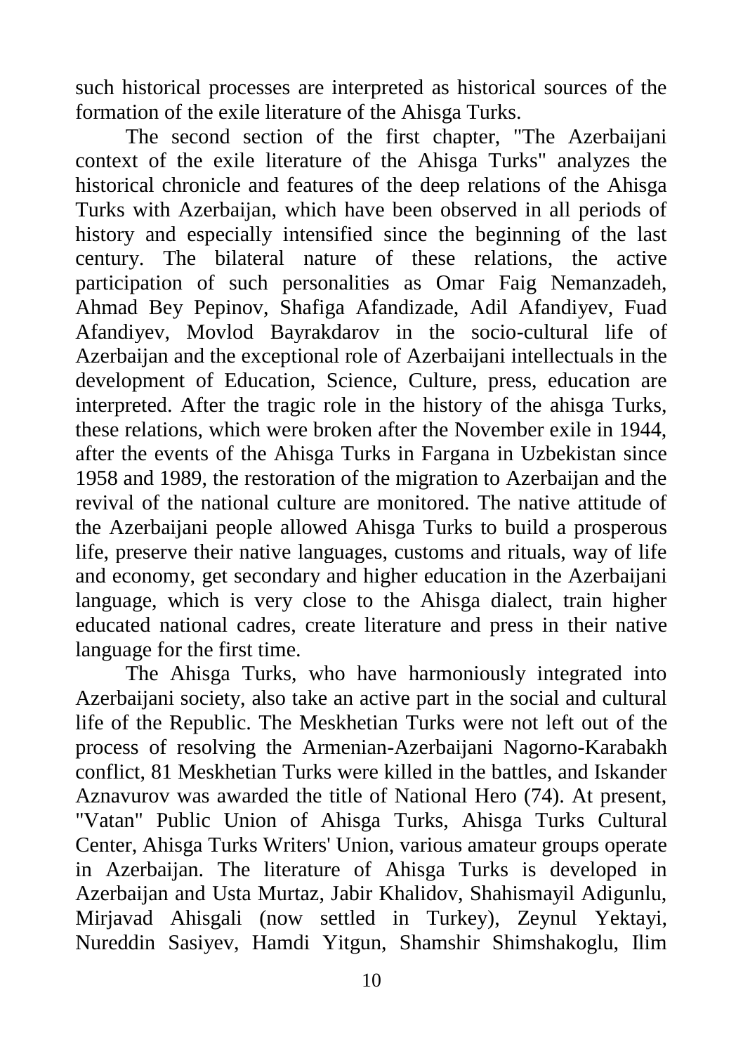such historical processes are interpreted as historical sources of the formation of the exile literature of the Ahisga Turks.

The second section of the first chapter, "The Azerbaijani context of the exile literature of the Ahisga Turks" analyzes the historical chronicle and features of the deep relations of the Ahisga Turks with Azerbaijan, which have been observed in all periods of history and especially intensified since the beginning of the last century. The bilateral nature of these relations, the active participation of such personalities as Omar Faig Nemanzadeh, Ahmad Bey Pepinov, Shafiga Afandizade, Adil Afandiyev, Fuad Afandiyev, Movlod Bayrakdarov in the socio-cultural life of Azerbaijan and the exceptional role of Azerbaijani intellectuals in the development of Education, Science, Culture, press, education are interpreted. After the tragic role in the history of the ahisga Turks, these relations, which were broken after the November exile in 1944, after the events of the Ahisga Turks in Fargana in Uzbekistan since 1958 and 1989, the restoration of the migration to Azerbaijan and the revival of the national culture are monitored. The native attitude of the Azerbaijani people allowed Ahisga Turks to build a prosperous life, preserve their native languages, customs and rituals, way of life and economy, get secondary and higher education in the Azerbaijani language, which is very close to the Ahisga dialect, train higher educated national cadres, create literature and press in their native language for the first time.

The Ahisga Turks, who have harmoniously integrated into Azerbaijani society, also take an active part in the social and cultural life of the Republic. The Meskhetian Turks were not left out of the process of resolving the Armenian-Azerbaijani Nagorno-Karabakh conflict, 81 Meskhetian Turks were killed in the battles, and Iskander Aznavurov was awarded the title of National Hero (74). At present, "Vatan" Public Union of Ahisga Turks, Ahisga Turks Cultural Center, Ahisga Turks Writers' Union, various amateur groups operate in Azerbaijan. The literature of Ahisga Turks is developed in Azerbaijan and Usta Murtaz, Jabir Khalidov, Shahismayil Adigunlu, Mirjavad Ahisgali (now settled in Turkey), Zeynul Yektayi, Nureddin Sasiyev, Hamdi Yitgun, Shamshir Shimshakoglu, Ilim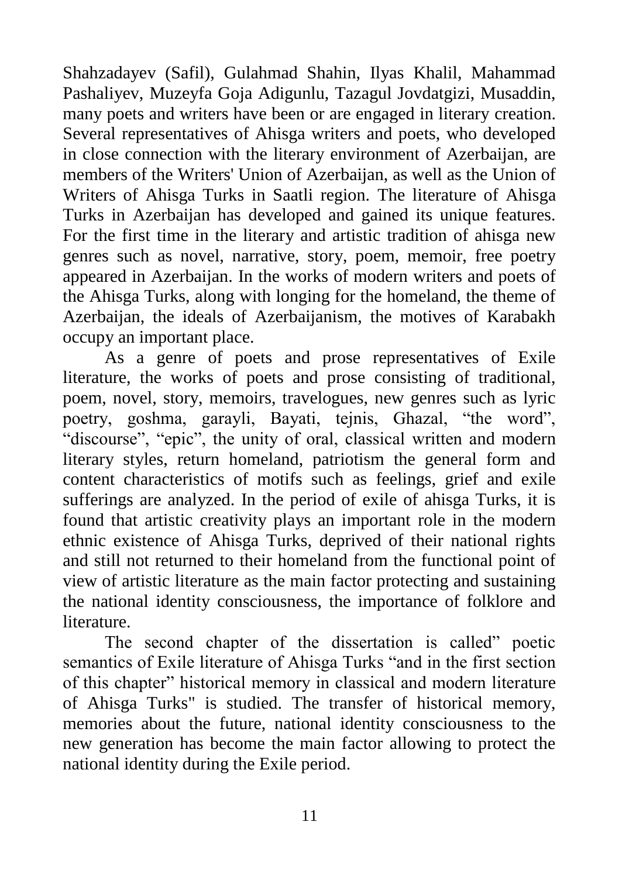Shahzadayev (Safil), Gulahmad Shahin, Ilyas Khalil, Mahammad Pashaliyev, Muzeyfa Goja Adigunlu, Tazagul Jovdatgizi, Musaddin, many poets and writers have been or are engaged in literary creation. Several representatives of Ahisga writers and poets, who developed in close connection with the literary environment of Azerbaijan, are members of the Writers' Union of Azerbaijan, as well as the Union of Writers of Ahisga Turks in Saatli region. The literature of Ahisga Turks in Azerbaijan has developed and gained its unique features. For the first time in the literary and artistic tradition of ahisga new genres such as novel, narrative, story, poem, memoir, free poetry appeared in Azerbaijan. In the works of modern writers and poets of the Ahisga Turks, along with longing for the homeland, the theme of Azerbaijan, the ideals of Azerbaijanism, the motives of Karabakh occupy an important place.

As a genre of poets and prose representatives of Exile literature, the works of poets and prose consisting of traditional, poem, novel, story, memoirs, travelogues, new genres such as lyric poetry, goshma, garayli, Bayati, tejnis, Ghazal, "the word", "discourse", "epic", the unity of oral, classical written and modern literary styles, return homeland, patriotism the general form and content characteristics of motifs such as feelings, grief and exile sufferings are analyzed. In the period of exile of ahisga Turks, it is found that artistic creativity plays an important role in the modern ethnic existence of Ahisga Turks, deprived of their national rights and still not returned to their homeland from the functional point of view of artistic literature as the main factor protecting and sustaining the national identity consciousness, the importance of folklore and literature.

The second chapter of the dissertation is called" poetic semantics of Exile literature of Ahisga Turks "and in the first section of this chapter" historical memory in classical and modern literature of Ahisga Turks" is studied. The transfer of historical memory, memories about the future, national identity consciousness to the new generation has become the main factor allowing to protect the national identity during the Exile period.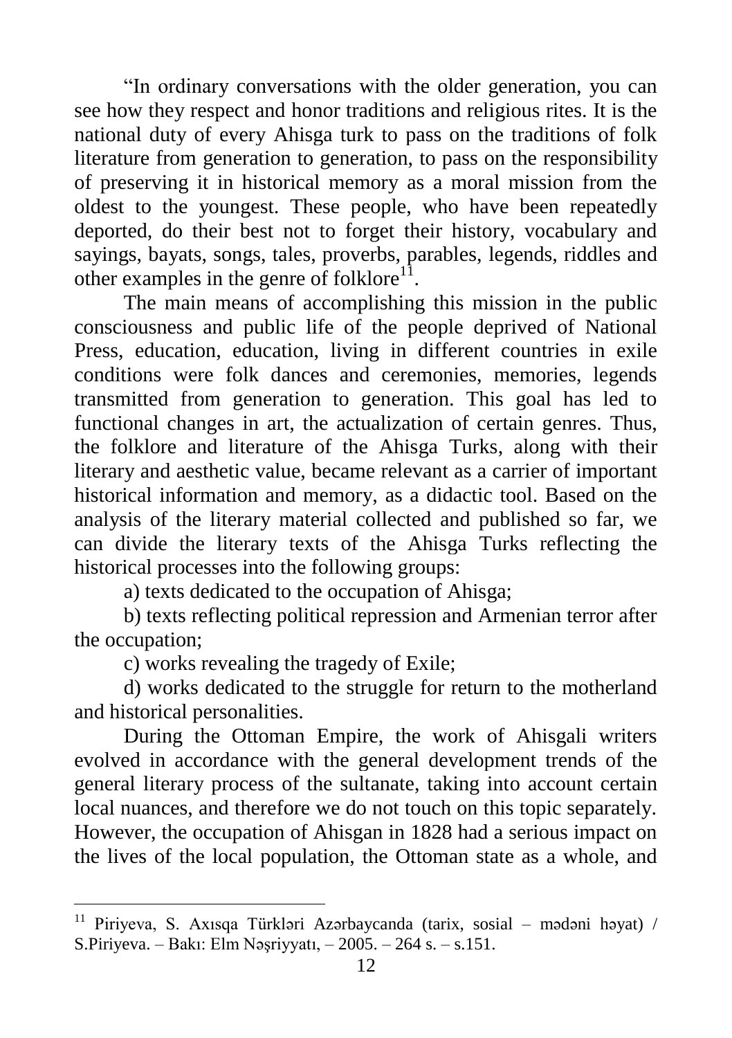"In ordinary conversations with the older generation, you can see how they respect and honor traditions and religious rites. It is the national duty of every Ahisga turk to pass on the traditions of folk literature from generation to generation, to pass on the responsibility of preserving it in historical memory as a moral mission from the oldest to the youngest. These people, who have been repeatedly deported, do their best not to forget their history, vocabulary and sayings, bayats, songs, tales, proverbs, parables, legends, riddles and other examples in the genre of folklore[11].

The main means of accomplishing this mission in the public consciousness and public life of the people deprived of National Press, education, education, living in different countries in exile conditions were folk dances and ceremonies, memories, legends transmitted from generation to generation. This goal has led to functional changes in art, the actualization of certain genres. Thus, the folklore and literature of the Ahisga Turks, along with their literary and aesthetic value, became relevant as a carrier of important historical information and memory, as a didactic tool. Based on the analysis of the literary material collected and published so far, we can divide the literary texts of the Ahisga Turks reflecting the historical processes into the following groups:

a) texts dedicated to the occupation of Ahisga;

b) texts reflecting political repression and Armenian terror after the occupation;

c) works revealing the tragedy of Exile;

d) works dedicated to the struggle for return to the motherland and historical personalities.

During the Ottoman Empire, the work of Ahisgali writers evolved in accordance with the general development trends of the general literary process of the sultanate, taking into account certain local nuances, and therefore we do not touch on this topic separately. However, the occupation of Ahisgan in 1828 had a serious impact on the lives of the local population, the Ottoman state as a whole, and

---

[11] Piriyeva, S. Axısqa Türkləri Azərbaycanda (tarix, sosial – mədəni həyat) / S.Piriyeva. – Bakı: Elm Nəşriyyatı, – 2005. – 264 s. – s.151.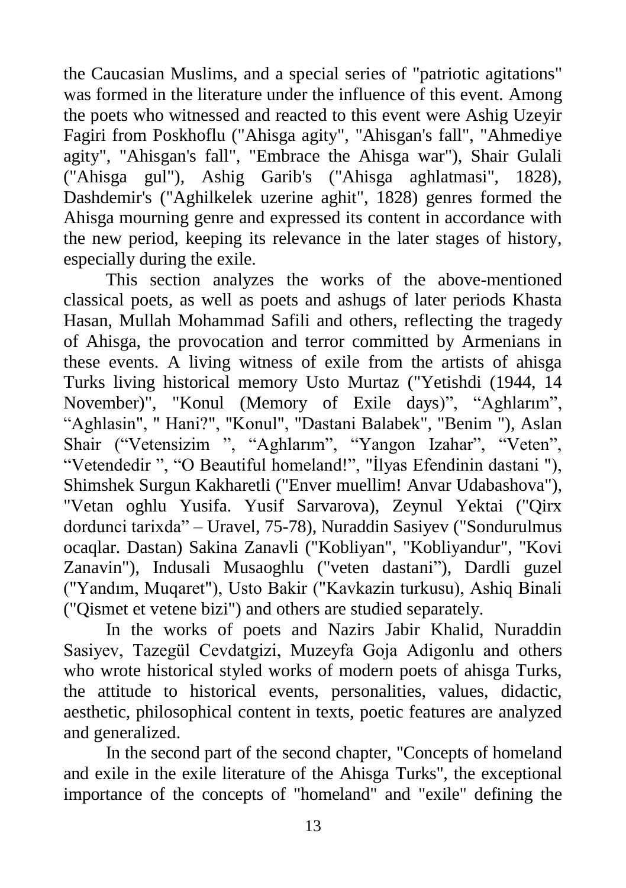the Caucasian Muslims, and a special series of "patriotic agitations" was formed in the literature under the influence of this event. Among the poets who witnessed and reacted to this event were Ashig Uzeyir Fagiri from Poskhoflu ("Ahisga agity", "Ahisgan's fall", "Ahmediye agity", "Ahisgan's fall", "Embrace the Ahisga war"), Shair Gulali ("Ahisga gul"), Ashig Garib's ("Ahisga aghlatmasi", 1828), Dashdemir's ("Aghilkelek uzerine aghit", 1828) genres formed the Ahisga mourning genre and expressed its content in accordance with the new period, keeping its relevance in the later stages of history, especially during the exile.

This section analyzes the works of the above-mentioned classical poets, as well as poets and ashugs of later periods Khasta Hasan, Mullah Mohammad Safili and others, reflecting the tragedy of Ahisga, the provocation and terror committed by Armenians in these events. A living witness of exile from the artists of ahisga Turks living historical memory Usto Murtaz ("Yetishdi (1944, 14 November)", "Konul (Memory of Exile days)", "Aghlarım", "Aghlasin", " Hani?", "Konul", "Dastani Balabek", "Benim "), Aslan Shair ("Vetensizim ", "Aghlarım", "Yangon Izahar", "Veten", "Vetendedir ", "O Beautiful homeland!", "İlyas Efendinin dastani "), Shimshek Surgun Kakharetli ("Enver muellim! Anvar Udabashova"), "Vetan oghlu Yusifa. Yusif Sarvarova), Zeynul Yektai ("Qirx dordunci tarixda" – Uravel, 75-78), Nuraddin Sasiyev ("Sondurulmus ocaqlar. Dastan) Sakina Zanavli ("Kobliyan", "Kobliyandur", "Kovi Zanavin"), Indusali Musaoghlu ("veten dastani"), Dardli guzel ("Yandım, Muqaret"), Usto Bakir ("Kavkazin turkusu), Ashiq Binali ("Qismet et vetene bizi") and others are studied separately.

In the works of poets and Nazirs Jabir Khalid, Nuraddin Sasiyev, Tazegül Cevdatgizi, Muzeyfa Goja Adigonlu and others who wrote historical styled works of modern poets of ahisga Turks, the attitude to historical events, personalities, values, didactic, aesthetic, philosophical content in texts, poetic features are analyzed and generalized.

In the second part of the second chapter, "Concepts of homeland and exile in the exile literature of the Ahisga Turks", the exceptional importance of the concepts of "homeland" and "exile" defining the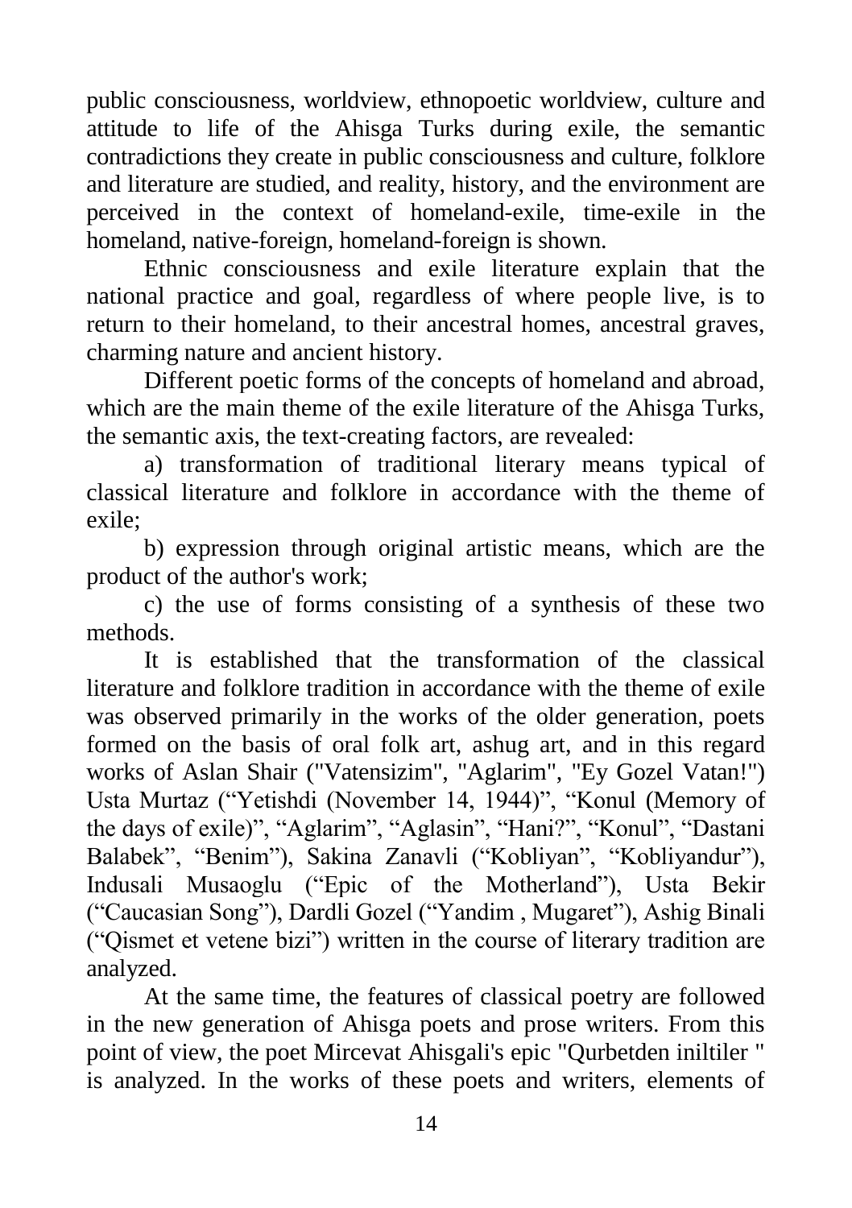public consciousness, worldview, ethnopoetic worldview, culture and attitude to life of the Ahisga Turks during exile, the semantic contradictions they create in public consciousness and culture, folklore and literature are studied, and reality, history, and the environment are perceived in the context of homeland-exile, time-exile in the homeland, native-foreign, homeland-foreign is shown.

Ethnic consciousness and exile literature explain that the national practice and goal, regardless of where people live, is to return to their homeland, to their ancestral homes, ancestral graves, charming nature and ancient history.

Different poetic forms of the concepts of homeland and abroad, which are the main theme of the exile literature of the Ahisga Turks, the semantic axis, the text-creating factors, are revealed:

a) transformation of traditional literary means typical of classical literature and folklore in accordance with the theme of exile;

b) expression through original artistic means, which are the product of the author's work;

c) the use of forms consisting of a synthesis of these two methods.

It is established that the transformation of the classical literature and folklore tradition in accordance with the theme of exile was observed primarily in the works of the older generation, poets formed on the basis of oral folk art, ashug art, and in this regard works of Aslan Shair ("Vatensizim", "Aglarim", "Ey Gozel Vatan!") Usta Murtaz ("Yetishdi (November 14, 1944)", "Konul (Memory of the days of exile)", "Aglarim", "Aglasin", "Hani?", "Konul", "Dastani Balabek", "Benim"), Sakina Zanavli ("Kobliyan", "Kobliyandur"), Indusali Musaoglu ("Epic of the Motherland"), Usta Bekir ("Caucasian Song"), Dardli Gozel ("Yandim , Mugaret"), Ashig Binali ("Qismet et vetene bizi") written in the course of literary tradition are analyzed.

At the same time, the features of classical poetry are followed in the new generation of Ahisga poets and prose writers. From this point of view, the poet Mircevat Ahisgali's epic "Qurbetden iniltiler " is analyzed. In the works of these poets and writers, elements of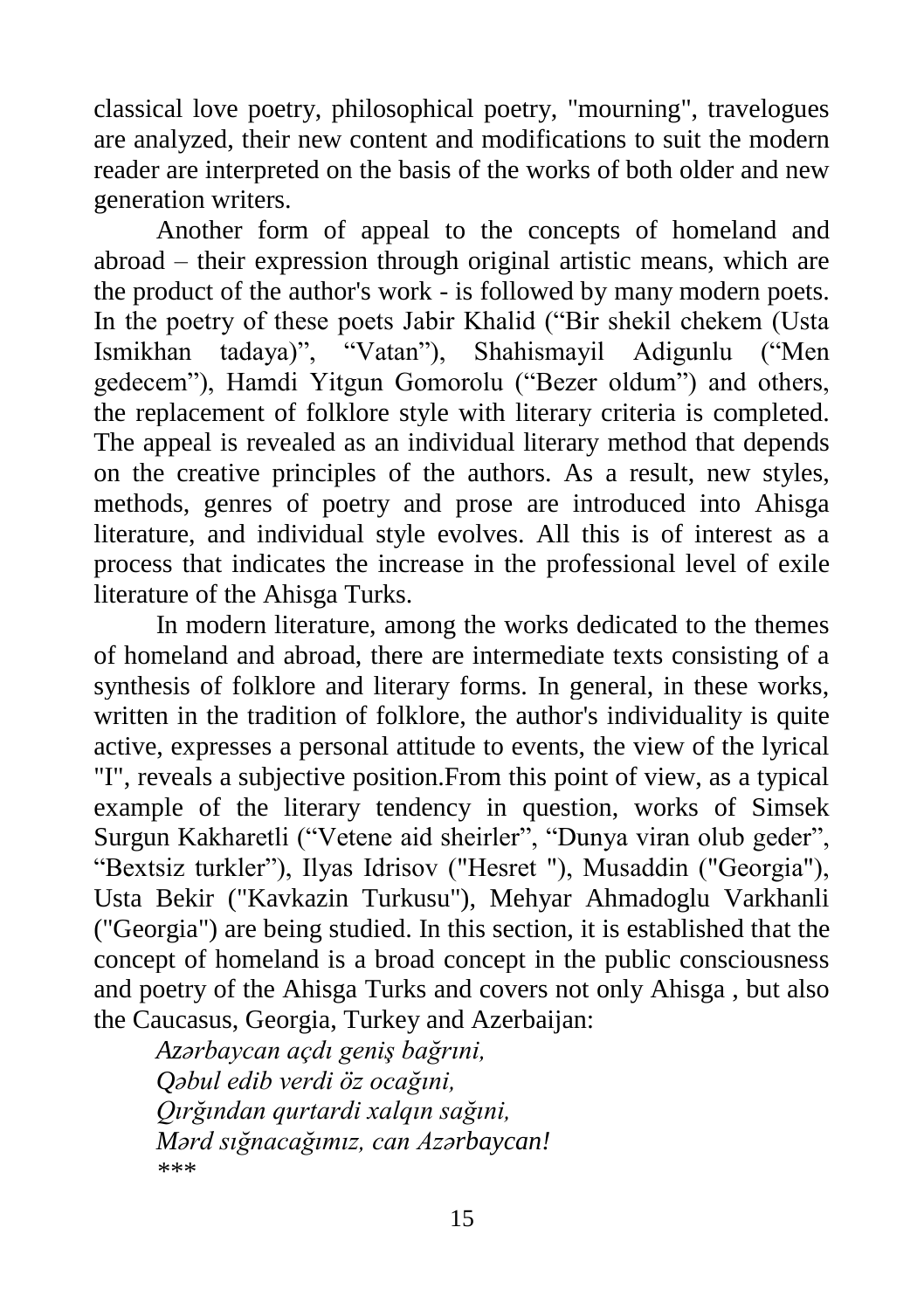classical love poetry, philosophical poetry, "mourning", travelogues are analyzed, their new content and modifications to suit the modern reader are interpreted on the basis of the works of both older and new generation writers.

Another form of appeal to the concepts of homeland and abroad – their expression through original artistic means, which are the product of the author's work - is followed by many modern poets. In the poetry of these poets Jabir Khalid ("Bir shekil chekem (Usta Ismikhan tadaya)", "Vatan"), Shahismayil Adigunlu ("Men gedecem"), Hamdi Yitgun Gomorolu ("Bezer oldum") and others, the replacement of folklore style with literary criteria is completed. The appeal is revealed as an individual literary method that depends on the creative principles of the authors. As a result, new styles, methods, genres of poetry and prose are introduced into Ahisga literature, and individual style evolves. All this is of interest as a process that indicates the increase in the professional level of exile literature of the Ahisga Turks.

In modern literature, among the works dedicated to the themes of homeland and abroad, there are intermediate texts consisting of a synthesis of folklore and literary forms. In general, in these works, written in the tradition of folklore, the author's individuality is quite active, expresses a personal attitude to events, the view of the lyrical "I", reveals a subjective position.From this point of view, as a typical example of the literary tendency in question, works of Simsek Surgun Kakharetli ("Vetene aid sheirler", "Dunya viran olub geder", "Bextsiz turkler"), Ilyas Idrisov ("Hesret "), Musaddin ("Georgia"), Usta Bekir ("Kavkazin Turkusu"), Mehyar Ahmadoglu Varkhanli ("Georgia") are being studied. In this section, it is established that the concept of homeland is a broad concept in the public consciousness and poetry of the Ahisga Turks and covers not only Ahisga , but also the Caucasus, Georgia, Turkey and Azerbaijan:

*Azərbaycan açdı geniş bağrını,*
*Qəbul edib verdi öz ocağını,*
*Qırğından qurtardi xalqın sağını,*
*Mərd sığnacağımız, can Azərbaycan!*
*\*\*\**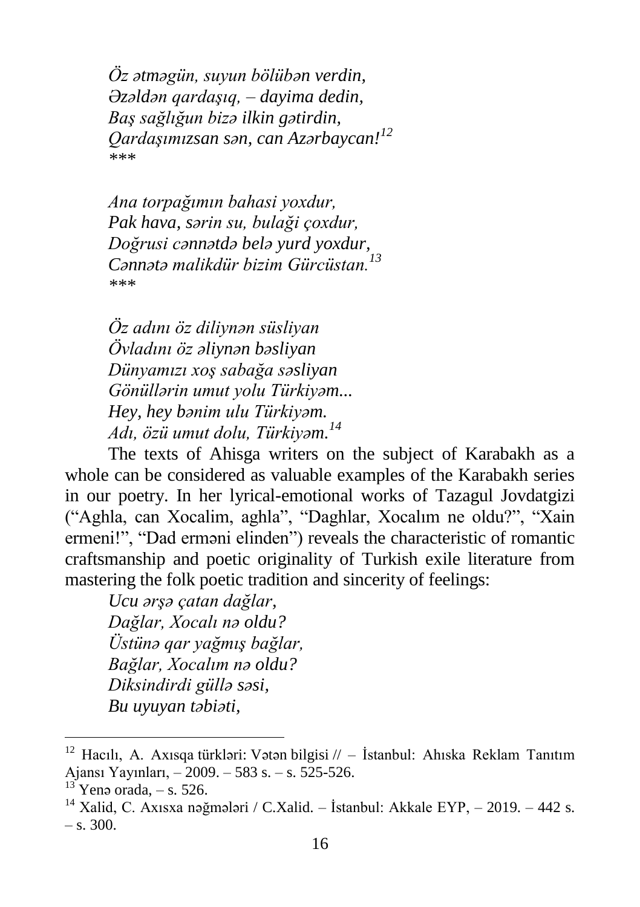*Öz ətməgün, suyun bölübən verdin,*
*Əzəldən qardaşıq, – dayima dedin,*
*Baş sağlığun bizə ilkin gətirdin,*
*Qardaşımızsan sən, can Azərbaycan!*[12]
*\*\*\**

*Ana torpağımın bahasi yoxdur,*
*Pak hava, sərin su, bulaği çoxdur,*
*Doğrusi cənnətdə belə yurd yoxdur,*
*Cənnətə malikdür bizim Gürcüstan.*[13]
*\*\*\**

*Öz adını öz diliynən süsliyan*
*Övladını öz əliynən bəsliyan*
*Dünyamızı xoş sabağa səsliyan*
*Gönüllərin umut yolu Türkiyəm...*
*Hey, hey bənim ulu Türkiyəm.*
*Adı, özü umut dolu, Türkiyəm.*[14]

The texts of Ahisga writers on the subject of Karabakh as a whole can be considered as valuable examples of the Karabakh series in our poetry. In her lyrical-emotional works of Tazagul Jovdatgizi ("Aghla, can Xocalim, aghla", "Daghlar, Xocalım ne oldu?", "Xain ermeni!", "Dad erməni elinden") reveals the characteristic of romantic craftsmanship and poetic originality of Turkish exile literature from mastering the folk poetic tradition and sincerity of feelings:

*Ucu ərşə çatan dağlar,*
*Dağlar, Xocalı nə oldu?*
*Üstünə qar yağmış bağlar,*
*Bağlar, Xocalım nə oldu?*
*Diksindirdi güllə səsi,*
*Bu uyuyan təbiəti,*

---

[12] Hacılı, A. Axısqa türkləri: Vətən bilgisi // – İstanbul: Ahıska Reklam Tanıtım Ajansı Yayınları, – 2009. – 583 s. – s. 525-526.

[13] Yenə orada, – s. 526.

[14] Xalid, C. Axısxa nəğmələri / C.Xalid. – İstanbul: Akkale EYP, – 2019. – 442 s. – s. 300.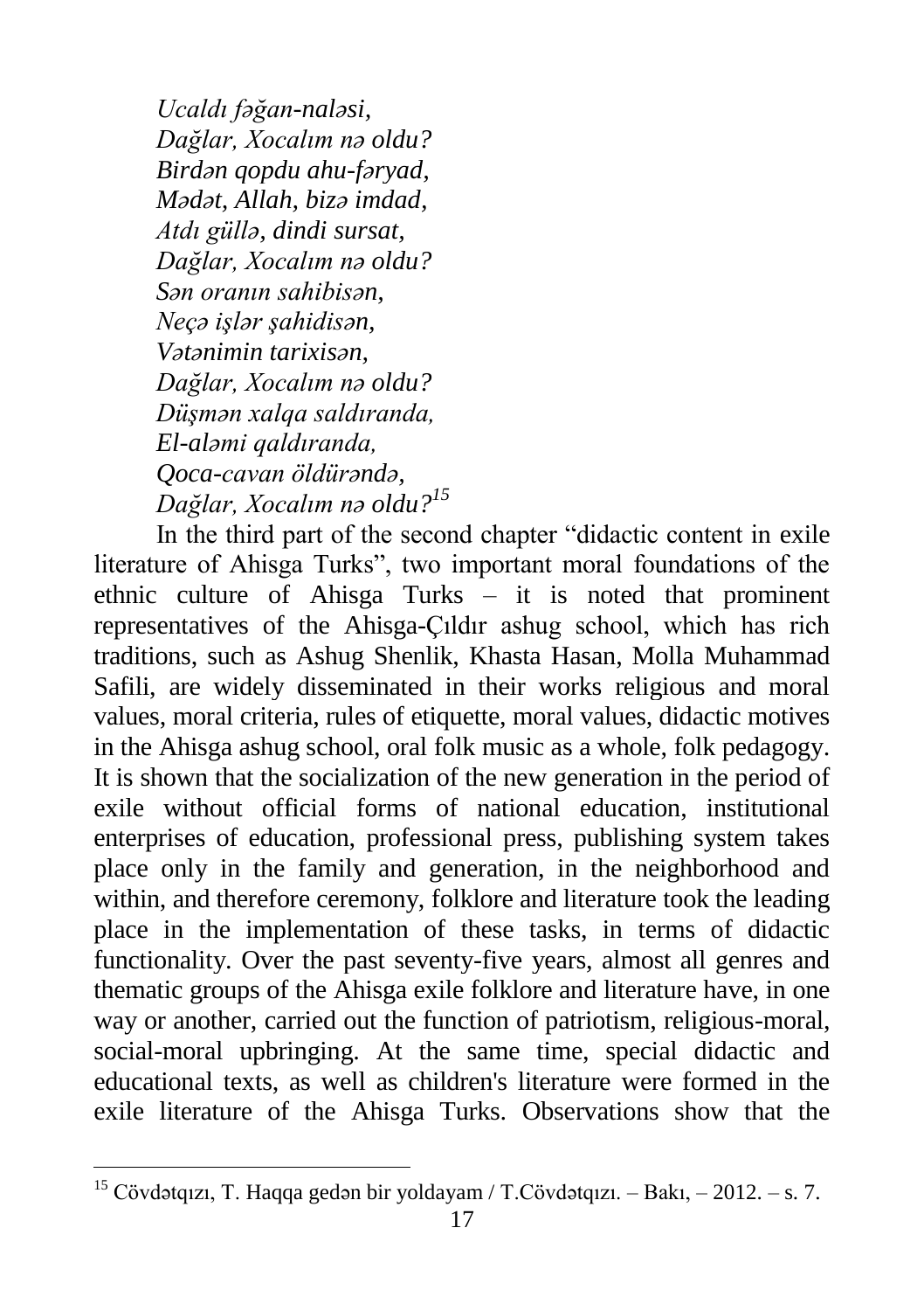*Ucaldı fəğan-naləsi,*
*Dağlar, Xocalım nə oldu?*
*Birdən qopdu ahu-fəryad,*
*Mədət, Allah, bizə imdad,*
*Atdı güllə, dindi sursat,*
*Dağlar, Xocalım nə oldu?*
*Sən oranın sahibisən,*
*Neçə işlər şahidisən,*
*Vətənimin tarixisən,*
*Dağlar, Xocalım nə oldu?*
*Düşmən xalqa saldıranda,*
*El-aləmi qaldıranda,*
*Qoca-cavan öldürəndə,*
*Dağlar, Xocalım nə oldu?*[15]

In the third part of the second chapter "didactic content in exile literature of Ahisga Turks", two important moral foundations of the ethnic culture of Ahisga Turks – it is noted that prominent representatives of the Ahisga-Çıldır ashug school, which has rich traditions, such as Ashug Shenlik, Khasta Hasan, Molla Muhammad Safili, are widely disseminated in their works religious and moral values, moral criteria, rules of etiquette, moral values, didactic motives in the Ahisga ashug school, oral folk music as a whole, folk pedagogy. It is shown that the socialization of the new generation in the period of exile without official forms of national education, institutional enterprises of education, professional press, publishing system takes place only in the family and generation, in the neighborhood and within, and therefore ceremony, folklore and literature took the leading place in the implementation of these tasks, in terms of didactic functionality. Over the past seventy-five years, almost all genres and thematic groups of the Ahisga exile folklore and literature have, in one way or another, carried out the function of patriotism, religious-moral, social-moral upbringing. At the same time, special didactic and educational texts, as well as children's literature were formed in the exile literature of the Ahisga Turks. Observations show that the

[15] Cövdətqızı, T. Haqqa gedən bir yoldayam / T.Cövdətqızı. – Bakı, – 2012. – s. 7.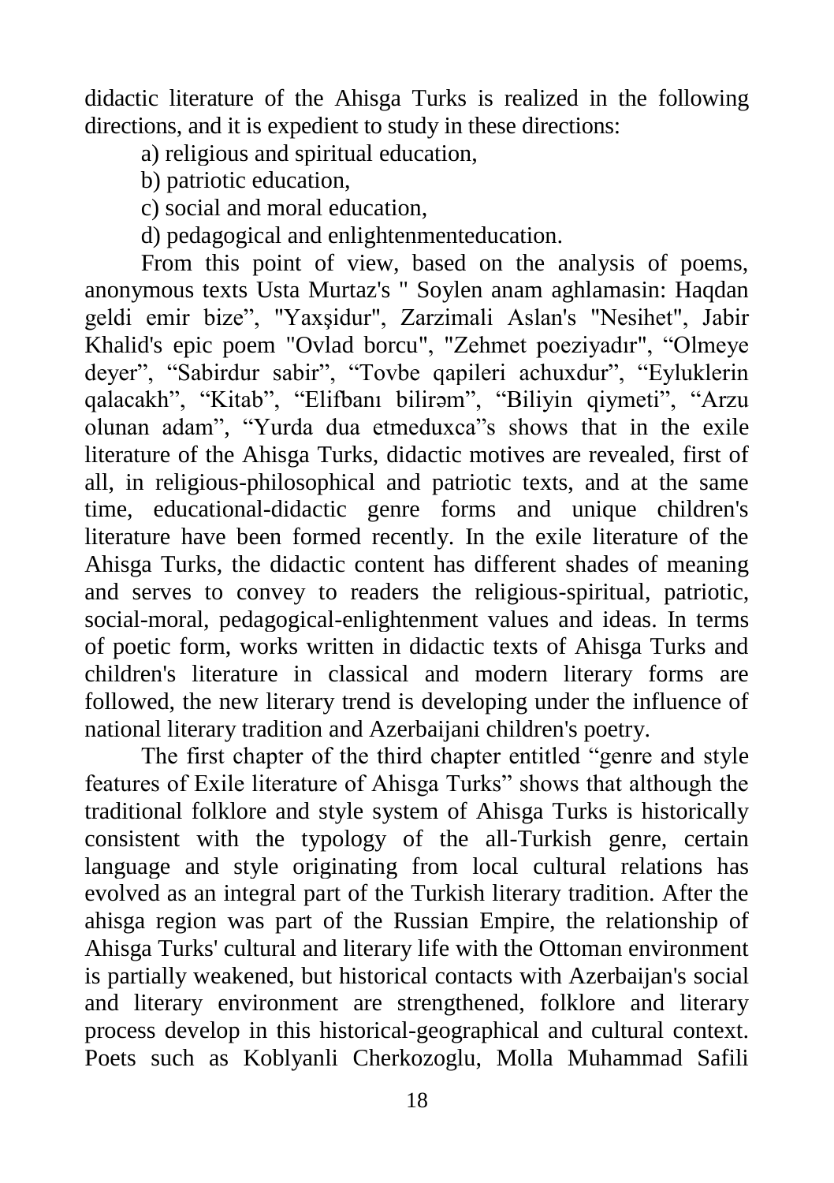didactic literature of the Ahisga Turks is realized in the following directions, and it is expedient to study in these directions:

a) religious and spiritual education,

b) patriotic education,

c) social and moral education,

d) pedagogical and enlightenmenteducation.

From this point of view, based on the analysis of poems, anonymous texts Usta Murtaz's " Soylen anam aghlamasin: Haqdan geldi emir bize", "Yaxşidur", Zarzimali Aslan's "Nesihet", Jabir Khalid's epic poem "Ovlad borcu", "Zehmet poeziyadır", "Olmeye deyer", "Sabirdur sabir", "Tovbe qapileri achuxdur", "Eyluklerin qalacakh", "Kitab", "Elifbanı bilirəm", "Biliyin qiymeti", "Arzu olunan adam", "Yurda dua etmeduxca"s shows that in the exile literature of the Ahisga Turks, didactic motives are revealed, first of all, in religious-philosophical and patriotic texts, and at the same time, educational-didactic genre forms and unique children's literature have been formed recently. In the exile literature of the Ahisga Turks, the didactic content has different shades of meaning and serves to convey to readers the religious-spiritual, patriotic, social-moral, pedagogical-enlightenment values and ideas. In terms of poetic form, works written in didactic texts of Ahisga Turks and children's literature in classical and modern literary forms are followed, the new literary trend is developing under the influence of national literary tradition and Azerbaijani children's poetry.

The first chapter of the third chapter entitled "genre and style features of Exile literature of Ahisga Turks" shows that although the traditional folklore and style system of Ahisga Turks is historically consistent with the typology of the all-Turkish genre, certain language and style originating from local cultural relations has evolved as an integral part of the Turkish literary tradition. After the ahisga region was part of the Russian Empire, the relationship of Ahisga Turks' cultural and literary life with the Ottoman environment is partially weakened, but historical contacts with Azerbaijan's social and literary environment are strengthened, folklore and literary process develop in this historical-geographical and cultural context. Poets such as Koblyanli Cherkozoglu, Molla Muhammad Safili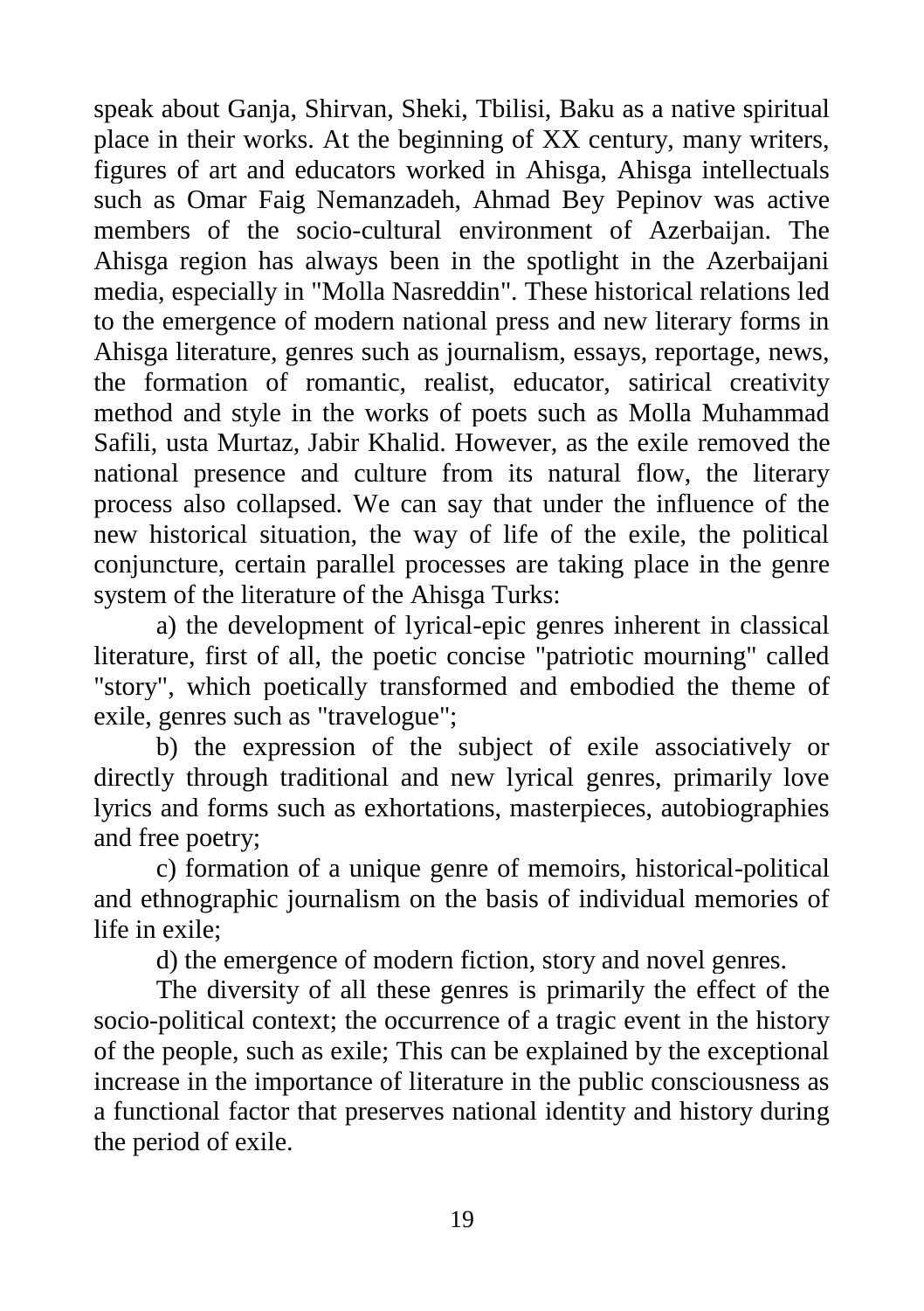speak about Ganja, Shirvan, Sheki, Tbilisi, Baku as a native spiritual place in their works. At the beginning of XX century, many writers, figures of art and educators worked in Ahisga, Ahisga intellectuals such as Omar Faig Nemanzadeh, Ahmad Bey Pepinov was active members of the socio-cultural environment of Azerbaijan. The Ahisga region has always been in the spotlight in the Azerbaijani media, especially in "Molla Nasreddin". These historical relations led to the emergence of modern national press and new literary forms in Ahisga literature, genres such as journalism, essays, reportage, news, the formation of romantic, realist, educator, satirical creativity method and style in the works of poets such as Molla Muhammad Safili, usta Murtaz, Jabir Khalid. However, as the exile removed the national presence and culture from its natural flow, the literary process also collapsed. We can say that under the influence of the new historical situation, the way of life of the exile, the political conjuncture, certain parallel processes are taking place in the genre system of the literature of the Ahisga Turks:

a) the development of lyrical-epic genres inherent in classical literature, first of all, the poetic concise "patriotic mourning" called "story", which poetically transformed and embodied the theme of exile, genres such as "travelogue";

b) the expression of the subject of exile associatively or directly through traditional and new lyrical genres, primarily love lyrics and forms such as exhortations, masterpieces, autobiographies and free poetry;

c) formation of a unique genre of memoirs, historical-political and ethnographic journalism on the basis of individual memories of life in exile;

d) the emergence of modern fiction, story and novel genres.

The diversity of all these genres is primarily the effect of the socio-political context; the occurrence of a tragic event in the history of the people, such as exile; This can be explained by the exceptional increase in the importance of literature in the public consciousness as a functional factor that preserves national identity and history during the period of exile.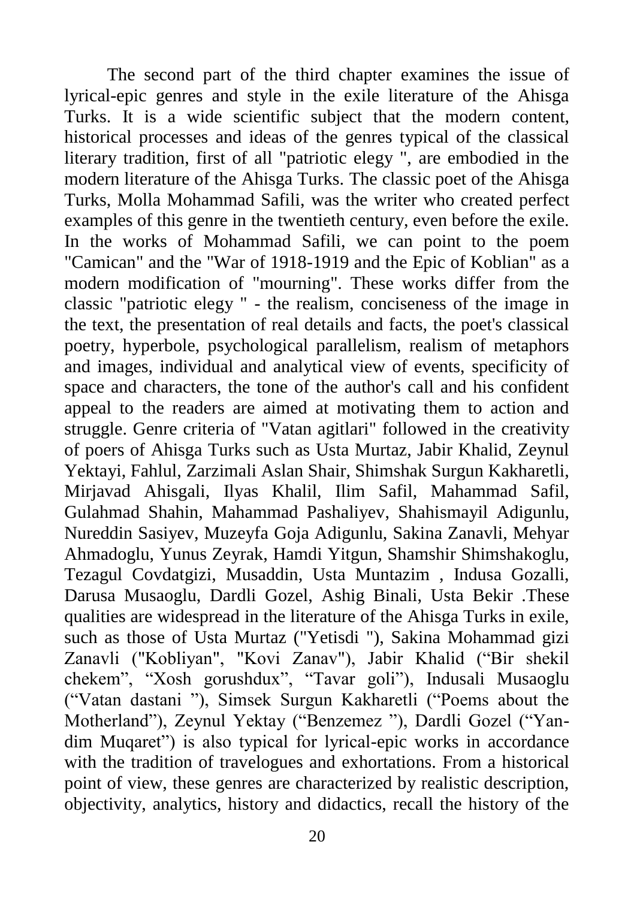The second part of the third chapter examines the issue of lyrical-epic genres and style in the exile literature of the Ahisga Turks. It is a wide scientific subject that the modern content, historical processes and ideas of the genres typical of the classical literary tradition, first of all "patriotic elegy ", are embodied in the modern literature of the Ahisga Turks. The classic poet of the Ahisga Turks, Molla Mohammad Safili, was the writer who created perfect examples of this genre in the twentieth century, even before the exile. In the works of Mohammad Safili, we can point to the poem "Camican" and the "War of 1918-1919 and the Epic of Koblian" as a modern modification of "mourning". These works differ from the classic "patriotic elegy " - the realism, conciseness of the image in the text, the presentation of real details and facts, the poet's classical poetry, hyperbole, psychological parallelism, realism of metaphors and images, individual and analytical view of events, specificity of space and characters, the tone of the author's call and his confident appeal to the readers are aimed at motivating them to action and struggle. Genre criteria of "Vatan agitlari" followed in the creativity of poers of Ahisga Turks such as Usta Murtaz, Jabir Khalid, Zeynul Yektayi, Fahlul, Zarzimali Aslan Shair, Shimshak Surgun Kakharetli, Mirjavad Ahisgali, Ilyas Khalil, Ilim Safil, Mahammad Safil, Gulahmad Shahin, Mahammad Pashaliyev, Shahismayil Adigunlu, Nureddin Sasiyev, Muzeyfa Goja Adigunlu, Sakina Zanavli, Mehyar Ahmadoglu, Yunus Zeyrak, Hamdi Yitgun, Shamshir Shimshakoglu, Tezagul Covdatgizi, Musaddin, Usta Muntazim , Indusa Gozalli, Darusa Musaoglu, Dardli Gozel, Ashig Binali, Usta Bekir .These qualities are widespread in the literature of the Ahisga Turks in exile, such as those of Usta Murtaz ("Yetisdi "), Sakina Mohammad gizi Zanavli ("Kobliyan", "Kovi Zanav"), Jabir Khalid ("Bir shekil chekem", "Xosh gorushdux", "Tavar goli"), Indusali Musaoglu ("Vatan dastani "), Simsek Surgun Kakharetli ("Poems about the Motherland"), Zeynul Yektay ("Benzemez "), Dardli Gozel ("Yan-dim Muqaret") is also typical for lyrical-epic works in accordance with the tradition of travelogues and exhortations. From a historical point of view, these genres are characterized by realistic description, objectivity, analytics, history and didactics, recall the history of the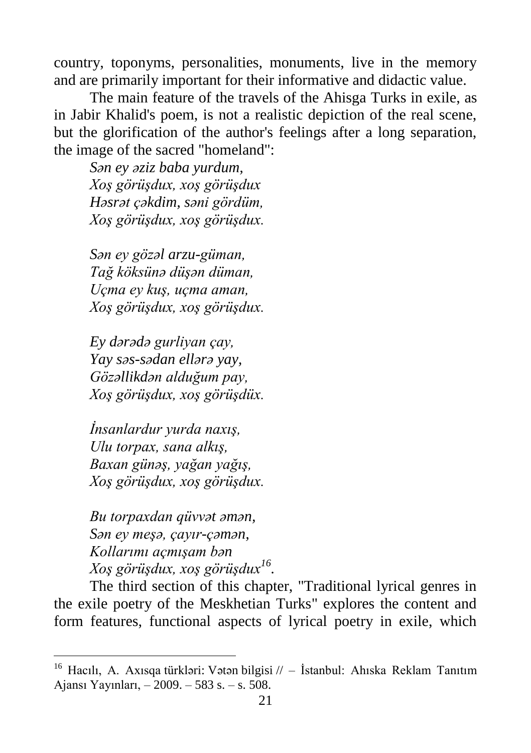country, toponyms, personalities, monuments, live in the memory and are primarily important for their informative and didactic value.

The main feature of the travels of the Ahisga Turks in exile, as in Jabir Khalid's poem, is not a realistic depiction of the real scene, but the glorification of the author's feelings after a long separation, the image of the sacred "homeland":

*Sən ey əziz baba yurdum,*
*Xoş görüşdux, xoş görüşdux*
*Həsrət çəkdim, səni gördüm,*
*Xoş görüşdux, xoş görüşdux.*

*Sən ey gözəl arzu-güman,*
*Tağ köksünə düşən düman,*
*Uçma ey kuş, uçma aman,*
*Xoş görüşdux, xoş görüşdux.*

*Ey dərədə gurliyan çay,*
*Yay səs-sədan ellərə yay,*
*Gözəllikdən alduğum pay,*
*Xoş görüşdux, xoş görüşdüx.*

*İnsanlardur yurda naxış,*
*Ulu torpax, sana alkış,*
*Baxan günəş, yağan yağış,*
*Xoş görüşdux, xoş görüşdux.*

*Bu torpaxdan qüvvət əmən,*
*Sən ey meşə, çayır-çəmən,*
*Kollarımı açmışam bən*
*Xoş görüşdux, xoş görüşdux*[16].

The third section of this chapter, "Traditional lyrical genres in the exile poetry of the Meskhetian Turks" explores the content and form features, functional aspects of lyrical poetry in exile, which

---

[16] Hacılı, A. Axısqa türkləri: Vətən bilgisi // – İstanbul: Ahıska Reklam Tanıtım Ajansı Yayınları, – 2009. – 583 s. – s. 508.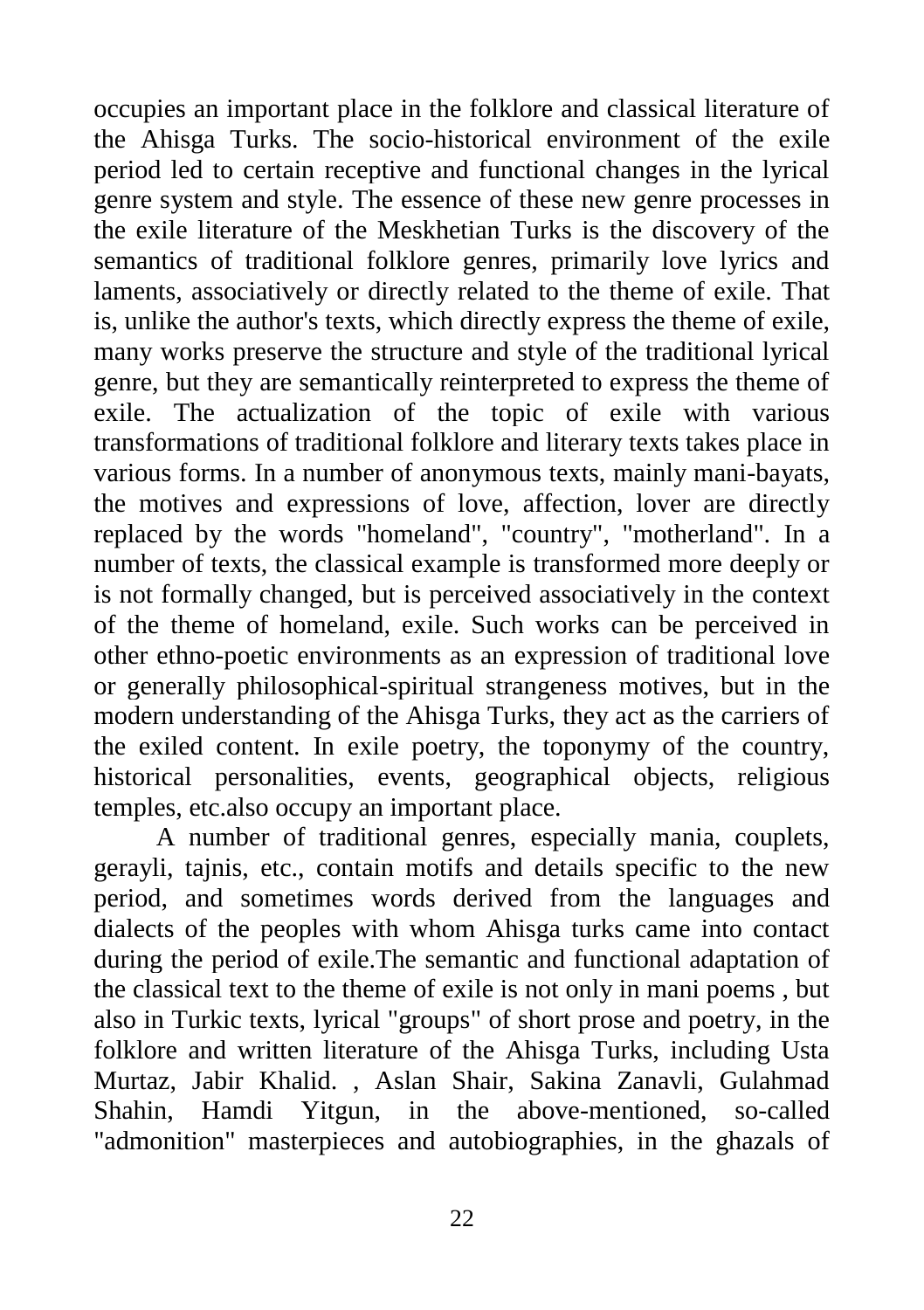occupies an important place in the folklore and classical literature of the Ahisga Turks. The socio-historical environment of the exile period led to certain receptive and functional changes in the lyrical genre system and style. The essence of these new genre processes in the exile literature of the Meskhetian Turks is the discovery of the semantics of traditional folklore genres, primarily love lyrics and laments, associatively or directly related to the theme of exile. That is, unlike the author's texts, which directly express the theme of exile, many works preserve the structure and style of the traditional lyrical genre, but they are semantically reinterpreted to express the theme of exile. The actualization of the topic of exile with various transformations of traditional folklore and literary texts takes place in various forms. In a number of anonymous texts, mainly mani-bayats, the motives and expressions of love, affection, lover are directly replaced by the words "homeland", "country", "motherland". In a number of texts, the classical example is transformed more deeply or is not formally changed, but is perceived associatively in the context of the theme of homeland, exile. Such works can be perceived in other ethno-poetic environments as an expression of traditional love or generally philosophical-spiritual strangeness motives, but in the modern understanding of the Ahisga Turks, they act as the carriers of the exiled content. In exile poetry, the toponymy of the country, historical personalities, events, geographical objects, religious temples, etc.also occupy an important place.

A number of traditional genres, especially mania, couplets, gerayli, tajnis, etc., contain motifs and details specific to the new period, and sometimes words derived from the languages and dialects of the peoples with whom Ahisga turks came into contact during the period of exile.The semantic and functional adaptation of the classical text to the theme of exile is not only in mani poems , but also in Turkic texts, lyrical "groups" of short prose and poetry, in the folklore and written literature of the Ahisga Turks, including Usta Murtaz, Jabir Khalid. , Aslan Shair, Sakina Zanavli, Gulahmad Shahin, Hamdi Yitgun, in the above-mentioned, so-called "admonition" masterpieces and autobiographies, in the ghazals of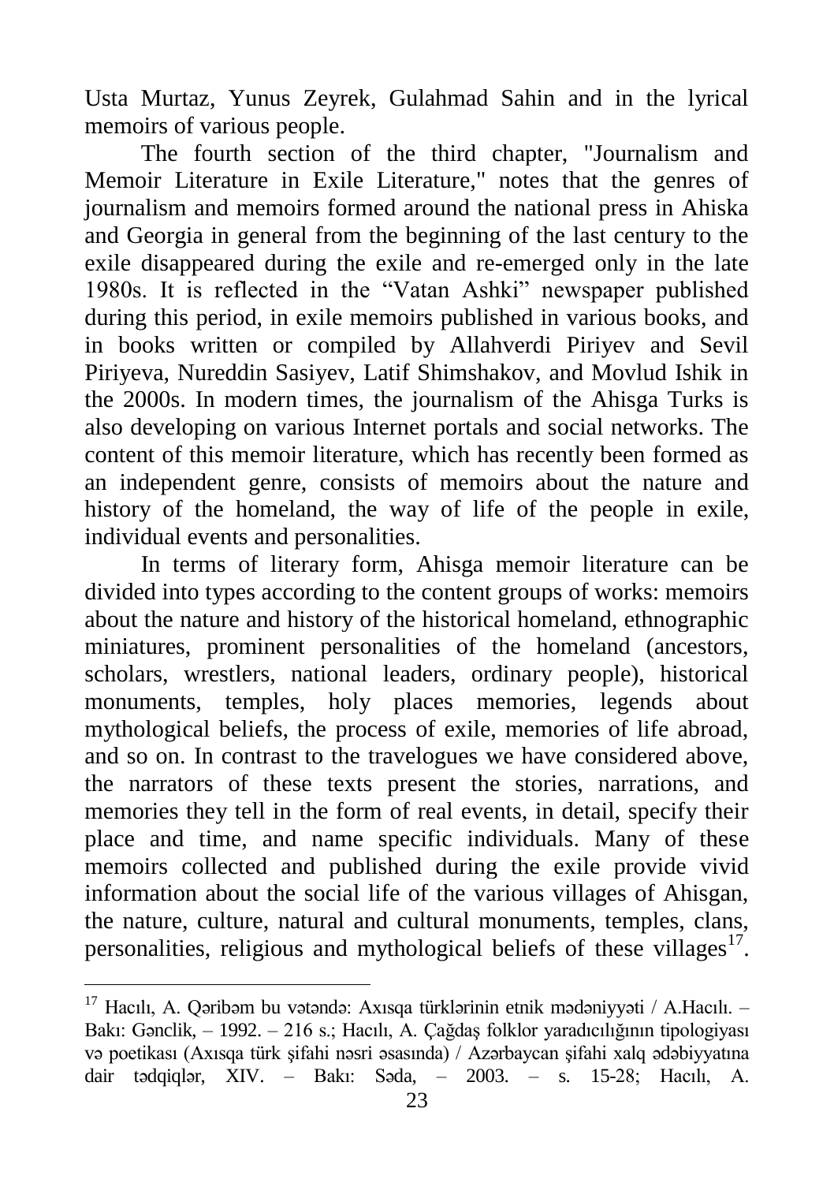Usta Murtaz, Yunus Zeyrek, Gulahmad Sahin and in the lyrical memoirs of various people.

The fourth section of the third chapter, "Journalism and Memoir Literature in Exile Literature," notes that the genres of journalism and memoirs formed around the national press in Ahiska and Georgia in general from the beginning of the last century to the exile disappeared during the exile and re-emerged only in the late 1980s. It is reflected in the "Vatan Ashki" newspaper published during this period, in exile memoirs published in various books, and in books written or compiled by Allahverdi Piriyev and Sevil Piriyeva, Nureddin Sasiyev, Latif Shimshakov, and Movlud Ishik in the 2000s. In modern times, the journalism of the Ahisga Turks is also developing on various Internet portals and social networks. The content of this memoir literature, which has recently been formed as an independent genre, consists of memoirs about the nature and history of the homeland, the way of life of the people in exile, individual events and personalities.

In terms of literary form, Ahisga memoir literature can be divided into types according to the content groups of works: memoirs about the nature and history of the historical homeland, ethnographic miniatures, prominent personalities of the homeland (ancestors, scholars, wrestlers, national leaders, ordinary people), historical monuments, temples, holy places memories, legends about mythological beliefs, the process of exile, memories of life abroad, and so on. In contrast to the travelogues we have considered above, the narrators of these texts present the stories, narrations, and memories they tell in the form of real events, in detail, specify their place and time, and name specific individuals. Many of these memoirs collected and published during the exile provide vivid information about the social life of the various villages of Ahisgan, the nature, culture, natural and cultural monuments, temples, clans, personalities, religious and mythological beliefs of these villages[17].

---

[17] Hacılı, A. Qəribəm bu vətəndə: Axısqa türklərinin etnik mədəniyyəti / A.Hacılı. – Bakı: Gənclik, – 1992. – 216 s.; Hacılı, A. Çağdaş folklor yaradıcılığının tipologiyası və poetikası (Axısqa türk şifahi nəsri əsasında) / Azərbaycan şifahi xalq ədəbiyyatına dair tədqiqlər, XIV. – Bakı: Səda, – 2003. – s. 15-28; Hacılı, A.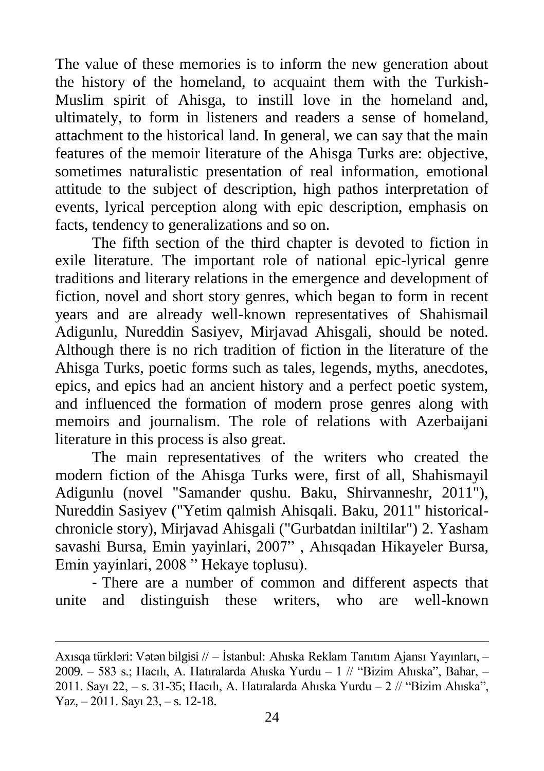The value of these memories is to inform the new generation about the history of the homeland, to acquaint them with the Turkish-Muslim spirit of Ahisga, to instill love in the homeland and, ultimately, to form in listeners and readers a sense of homeland, attachment to the historical land. In general, we can say that the main features of the memoir literature of the Ahisga Turks are: objective, sometimes naturalistic presentation of real information, emotional attitude to the subject of description, high pathos interpretation of events, lyrical perception along with epic description, emphasis on facts, tendency to generalizations and so on.

The fifth section of the third chapter is devoted to fiction in exile literature. The important role of national epic-lyrical genre traditions and literary relations in the emergence and development of fiction, novel and short story genres, which began to form in recent years and are already well-known representatives of Shahismail Adigunlu, Nureddin Sasiyev, Mirjavad Ahisgali, should be noted. Although there is no rich tradition of fiction in the literature of the Ahisga Turks, poetic forms such as tales, legends, myths, anecdotes, epics, and epics had an ancient history and a perfect poetic system, and influenced the formation of modern prose genres along with memoirs and journalism. The role of relations with Azerbaijani literature in this process is also great.

The main representatives of the writers who created the modern fiction of the Ahisga Turks were, first of all, Shahismayil Adigunlu (novel "Samander qushu. Baku, Shirvanneshr, 2011"), Nureddin Sasiyev ("Yetim qalmish Ahisqali. Baku, 2011" historical-chronicle story), Mirjavad Ahisgali ("Gurbatdan iniltilar") 2. Yasham savashi Bursa, Emin yayinlari, 2007" , Ahısqadan Hikayeler Bursa, Emin yayinlari, 2008 " Hekaye toplusu).

- There are a number of common and different aspects that unite and distinguish these writers, who are well-known

---

Axısqa türkləri: Vətən bilgisi // – İstanbul: Ahıska Reklam Tanıtım Ajansı Yayınları, – 2009. – 583 s.; Hacılı, A. Hatıralarda Ahıska Yurdu – 1 // "Bizim Ahıska", Bahar, – 2011. Sayı 22, – s. 31-35; Hacılı, A. Hatıralarda Ahıska Yurdu – 2 // "Bizim Ahıska", Yaz, – 2011. Sayı 23, – s. 12-18.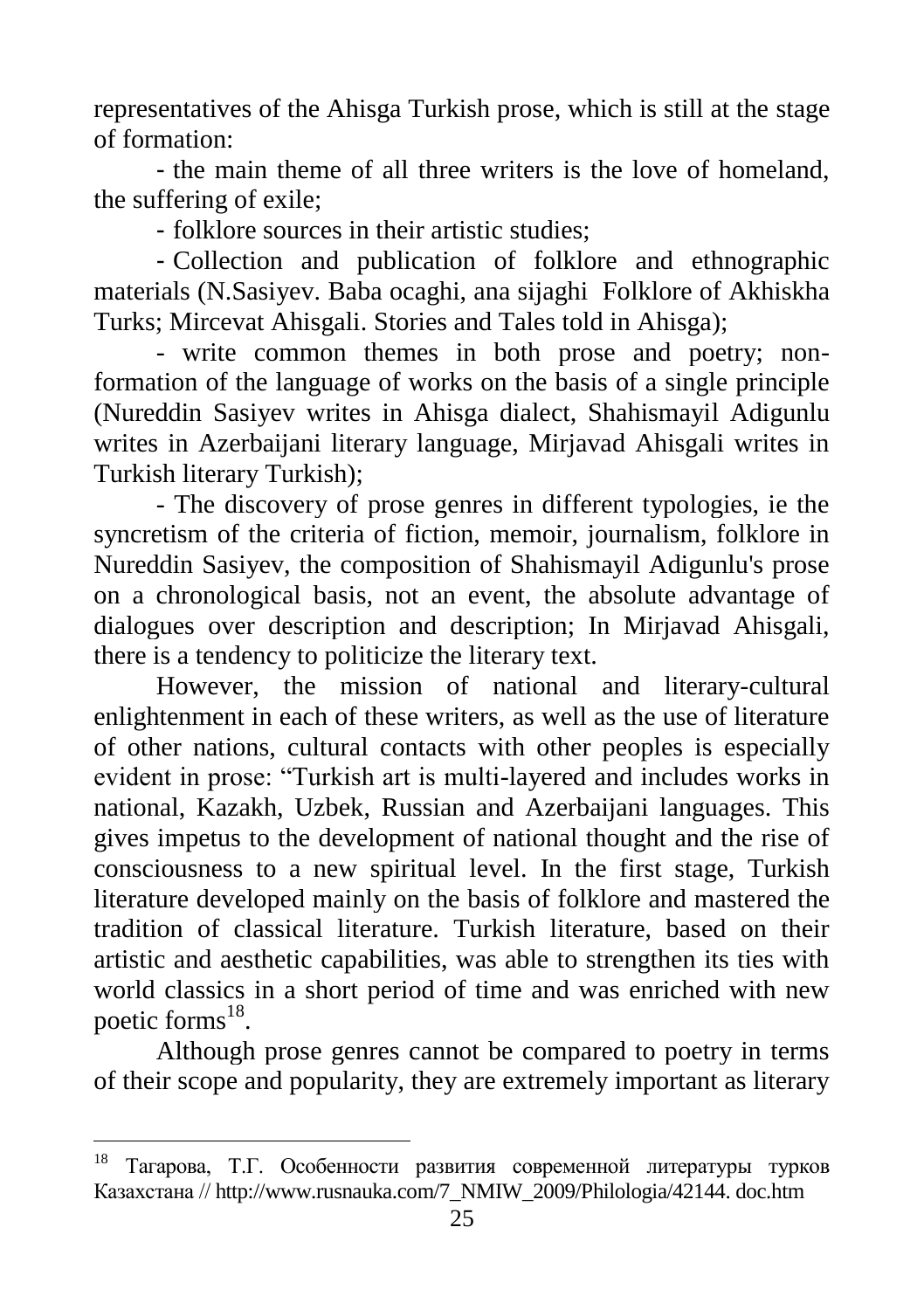representatives of the Ahisga Turkish prose, which is still at the stage of formation:

- the main theme of all three writers is the love of homeland, the suffering of exile;
- folklore sources in their artistic studies;
- Collection and publication of folklore and ethnographic materials (N.Sasiyev. Baba ocaghi, ana sijaghi  Folklore of Akhiskha Turks; Mircevat Ahisgali. Stories and Tales told in Ahisga);
- write common themes in both prose and poetry; non-formation of the language of works on the basis of a single principle (Nureddin Sasiyev writes in Ahisga dialect, Shahismayil Adigunlu writes in Azerbaijani literary language, Mirjavad Ahisgali writes in Turkish literary Turkish);
- The discovery of prose genres in different typologies, ie the syncretism of the criteria of fiction, memoir, journalism, folklore in Nureddin Sasiyev, the composition of Shahismayil Adigunlu's prose on a chronological basis, not an event, the absolute advantage of dialogues over description and description; In Mirjavad Ahisgali, there is a tendency to politicize the literary text.

However, the mission of national and literary-cultural enlightenment in each of these writers, as well as the use of literature of other nations, cultural contacts with other peoples is especially evident in prose: "Turkish art is multi-layered and includes works in national, Kazakh, Uzbek, Russian and Azerbaijani languages. This gives impetus to the development of national thought and the rise of consciousness to a new spiritual level. In the first stage, Turkish literature developed mainly on the basis of folklore and mastered the tradition of classical literature. Turkish literature, based on their artistic and aesthetic capabilities, was able to strengthen its ties with world classics in a short period of time and was enriched with new poetic forms[18].

Although prose genres cannot be compared to poetry in terms of their scope and popularity, they are extremely important as literary

---

[18] Тагарова, Т.Г. Особенности развития современной литературы турков Казахстана // http://www.rusnauka.com/7_NMIW_2009/Philologia/42144. doc.htm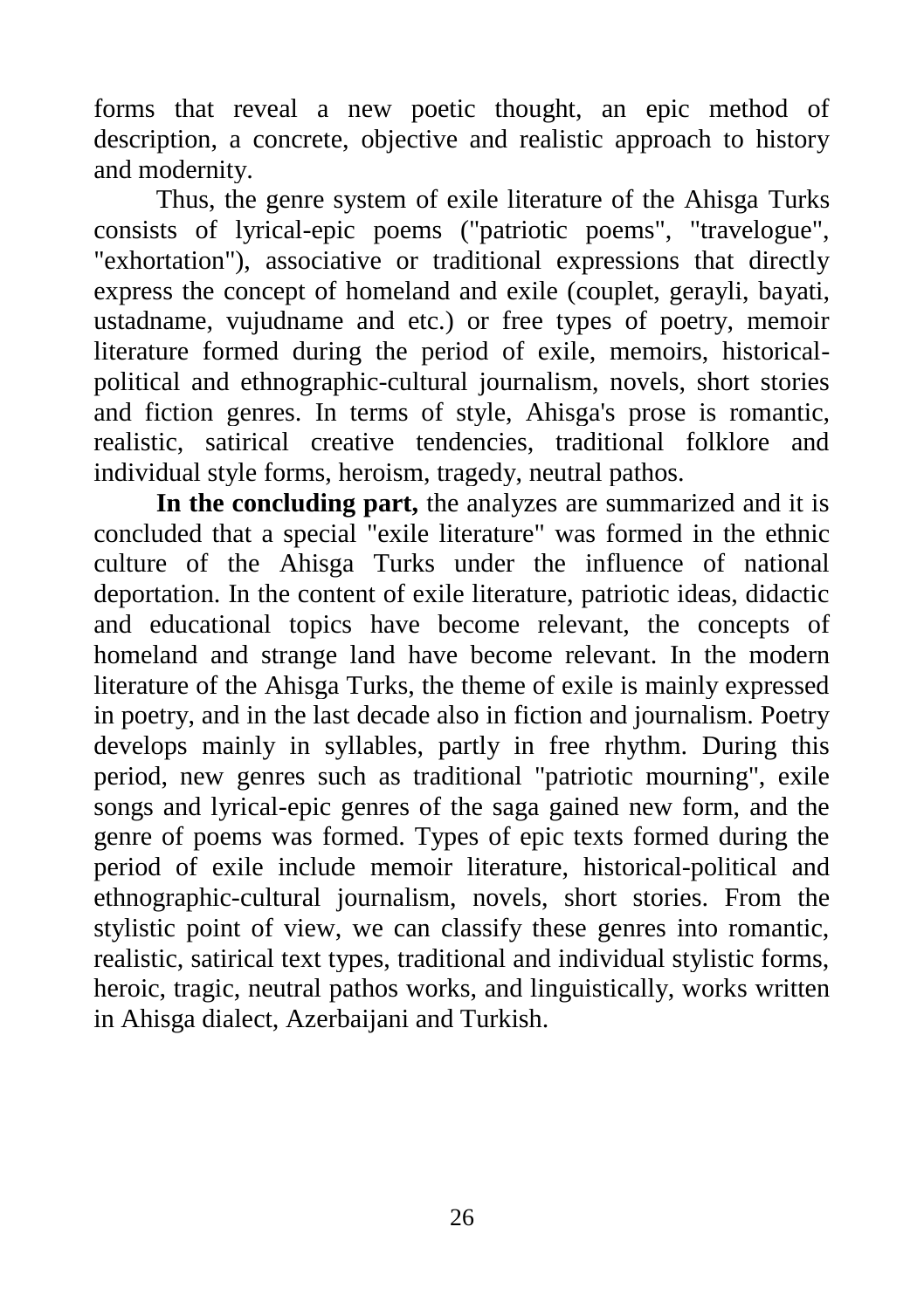forms that reveal a new poetic thought, an epic method of description, a concrete, objective and realistic approach to history and modernity.

Thus, the genre system of exile literature of the Ahisga Turks consists of lyrical-epic poems ("patriotic poems", "travelogue", "exhortation"), associative or traditional expressions that directly express the concept of homeland and exile (couplet, gerayli, bayati, ustadname, vujudname and etc.) or free types of poetry, memoir literature formed during the period of exile, memoirs, historical-political and ethnographic-cultural journalism, novels, short stories and fiction genres. In terms of style, Ahisga's prose is romantic, realistic, satirical creative tendencies, traditional folklore and individual style forms, heroism, tragedy, neutral pathos.

**In the concluding part,** the analyzes are summarized and it is concluded that a special "exile literature" was formed in the ethnic culture of the Ahisga Turks under the influence of national deportation. In the content of exile literature, patriotic ideas, didactic and educational topics have become relevant, the concepts of homeland and strange land have become relevant. In the modern literature of the Ahisga Turks, the theme of exile is mainly expressed in poetry, and in the last decade also in fiction and journalism. Poetry develops mainly in syllables, partly in free rhythm. During this period, new genres such as traditional "patriotic mourning", exile songs and lyrical-epic genres of the saga gained new form, and the genre of poems was formed. Types of epic texts formed during the period of exile include memoir literature, historical-political and ethnographic-cultural journalism, novels, short stories. From the stylistic point of view, we can classify these genres into romantic, realistic, satirical text types, traditional and individual stylistic forms, heroic, tragic, neutral pathos works, and linguistically, works written in Ahisga dialect, Azerbaijani and Turkish.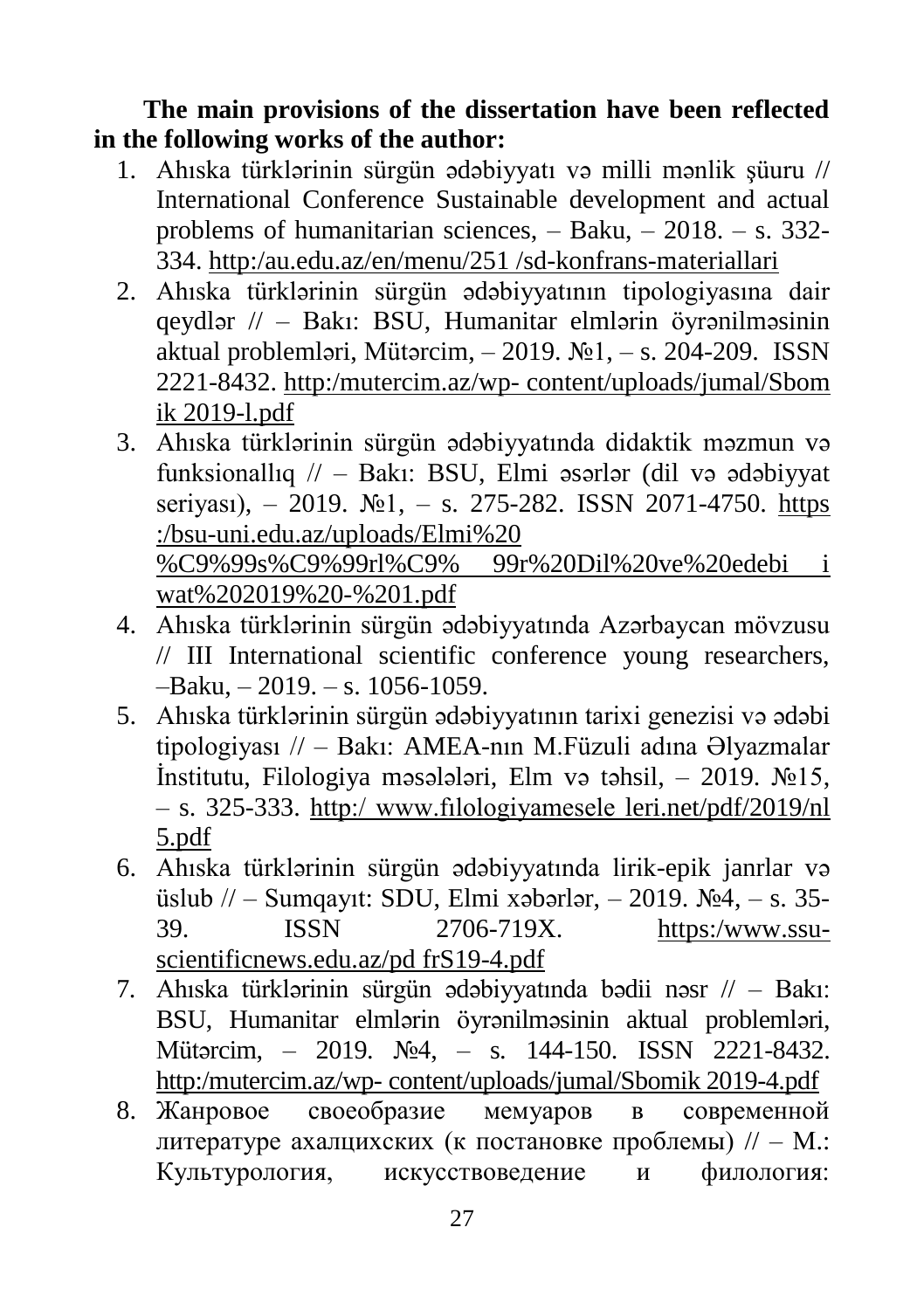**The main provisions of the dissertation have been reflected in the following works of the author:**

1. Ahıska türklərinin sürgün ədəbiyyatı və milli mənlik şüuru // International Conference Sustainable development and actual problems of humanitarian sciences, – Baku, – 2018. – s. 332-334. http:/au.edu.az/en/menu/251 /sd-konfrans-materiallari
2. Ahıska türklərinin sürgün ədəbiyyatının tipologiyasına dair qeydlər // – Bakı: BSU, Humanitar elmlərin öyrənilməsinin aktual problemləri, Mütərcim, – 2019. №1, – s. 204-209. ISSN 2221-8432. http:/mutercim.az/wp- content/uploads/jumal/Sbomik 2019-l.pdf
3. Ahıska türklərinin sürgün ədəbiyyatında didaktik məzmun və funksionallıq // – Bakı: BSU, Elmi əsərlər (dil və ədəbiyyat seriyası), – 2019. №1, – s. 275-282. ISSN 2071-4750. https :/bsu-uni.edu.az/uploads/Elmi%20 %C9%99s%C9%99rl%C9% 99r%20Dil%20ve%20edebi i wat%202019%20-%201.pdf
4. Ahıska türklərinin sürgün ədəbiyyatında Azərbaycan mövzusu // III International scientific conference young researchers, –Baku, – 2019. – s. 1056-1059.
5. Ahıska türklərinin sürgün ədəbiyyatının tarixi genezisi və ədəbi tipologiyası // – Bakı: AMEA-nın M.Füzuli adına Əlyazmalar İnstitutu, Filologiya məsələləri, Elm və təhsil, – 2019. №15, – s. 325-333. http:/ www.filologiyamesele leri.net/pdf/2019/nl 5.pdf
6. Ahıska türklərinin sürgün ədəbiyyatında lirik-epik janrlar və üslub // – Sumqayıt: SDU, Elmi xəbərlər, – 2019. №4, – s. 35-39. ISSN 2706-719X. https:/www.ssu-scientificnews.edu.az/pd frS19-4.pdf
7. Ahıska türklərinin sürgün ədəbiyyatında bədii nəsr // – Bakı: BSU, Humanitar elmlərin öyrənilməsinin aktual problemləri, Mütərcim, – 2019. №4, – s. 144-150. ISSN 2221-8432. http:/mutercim.az/wp- content/uploads/jumal/Sbomik 2019-4.pdf
8. Жанровое своеобразие мемуаров в современной литературе ахалцихских (к постановке проблемы) // – М.: Культурология, искусствоведение и филология: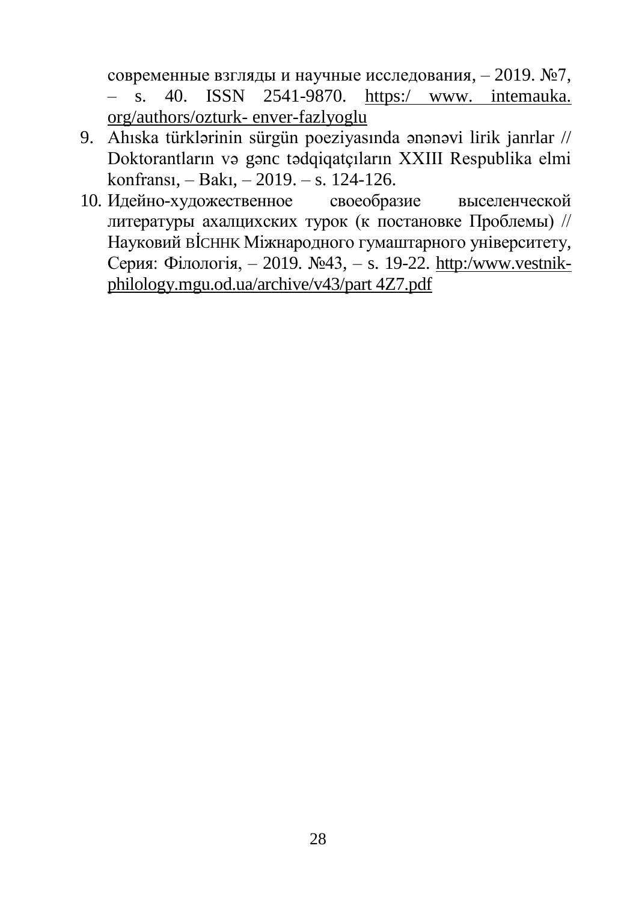современные взгляды и научные исследования, – 2019. №7, – s. 40. ISSN 2541-9870. https:/ www. intemauka. org/authors/ozturk- enver-fazlyoglu

9. Ahıska türklərinin sürgün poeziyasında ənənəvi lirik janrlar // Doktorantların və gənc tədqiqatçıların XXIII Respublika elmi konfransı, – Bakı, – 2019. – s. 124-126.
10. Идейно-художественное своеобразие выселенческой литературы ахалцихских турок (к постановке Проблемы) // Науковий вІснНК Міжнародного гумаштарного університету, Серия: Філологія, – 2019. №43, – s. 19-22. http:/www.vestnik-philology.mgu.od.ua/archive/v43/part 4Z7.pdf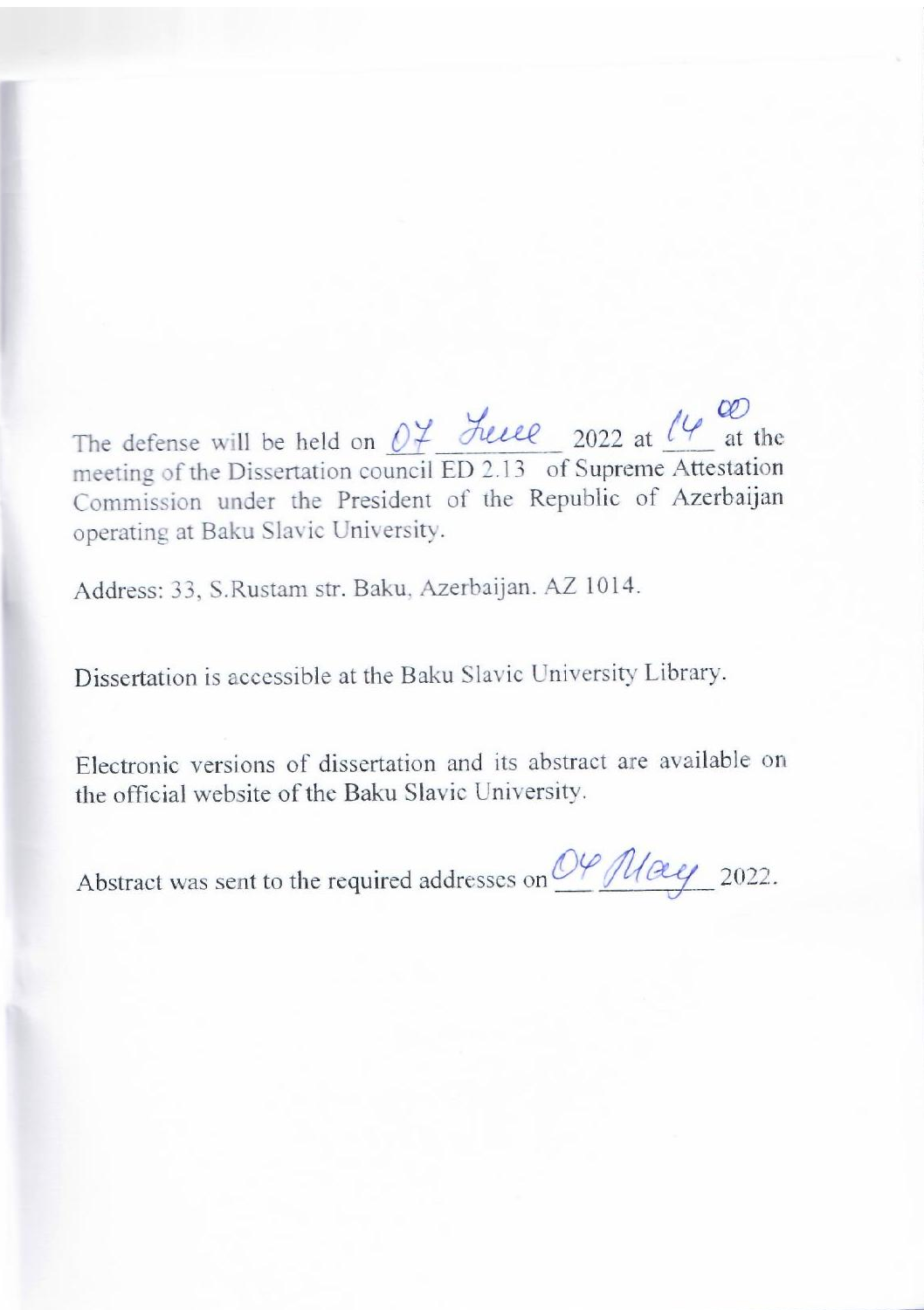The defense will be held on 07 June 2022 at $14^{00}$ at the meeting of the Dissertation council ED 2.13 of Supreme Attestation Commission under the President of the Republic of Azerbaijan operating at Baku Slavic University.

Address: 33, S.Rustam str. Baku, Azerbaijan. AZ 1014.

Dissertation is accessible at the Baku Slavic University Library.

Electronic versions of dissertation and its abstract are available on the official website of the Baku Slavic University.

Abstract was sent to the required addresses on 04 May 2022.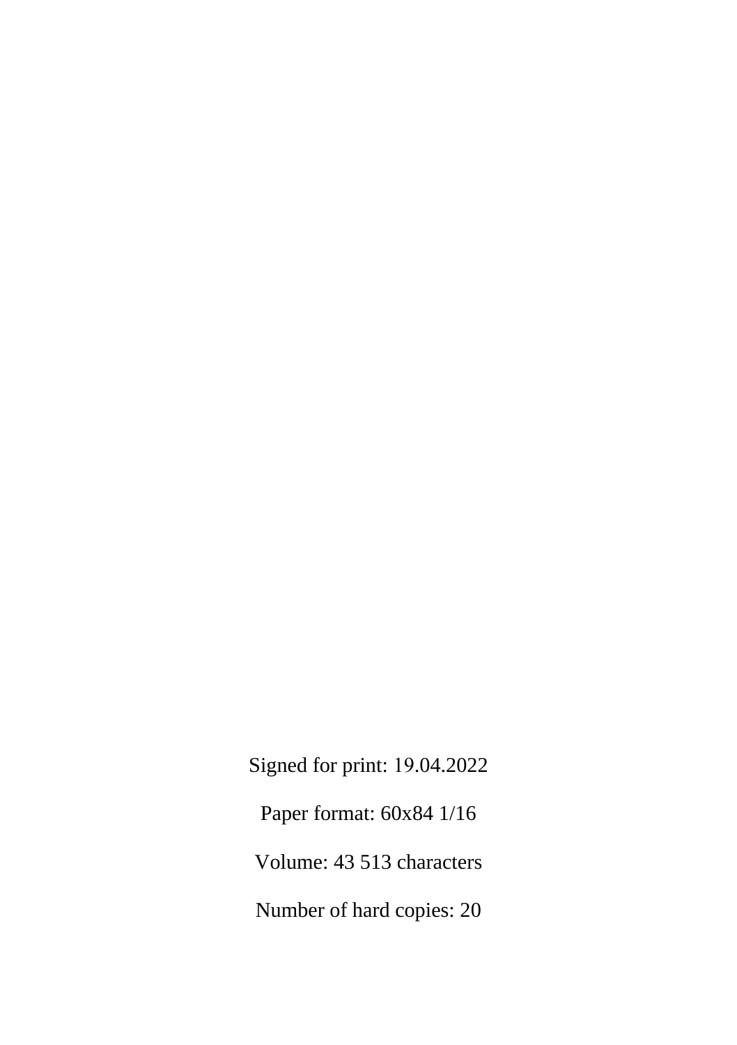Signed for print: 19.04.2022

Paper format: 60x84 1/16

Volume: 43 513 characters

Number of hard copies: 20